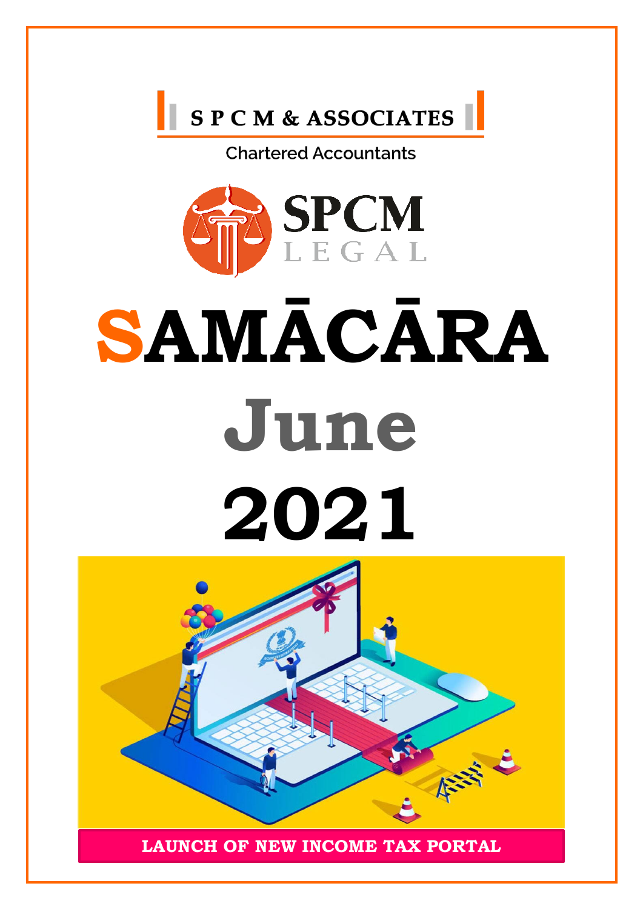**S P C M & ASSOCIATES**

Chartered Accountants

SPCM LEGAL

# SAMĀCĀRA

# June

# 2021

**LAUNCH OF NEW INCOME TAX PORTAL**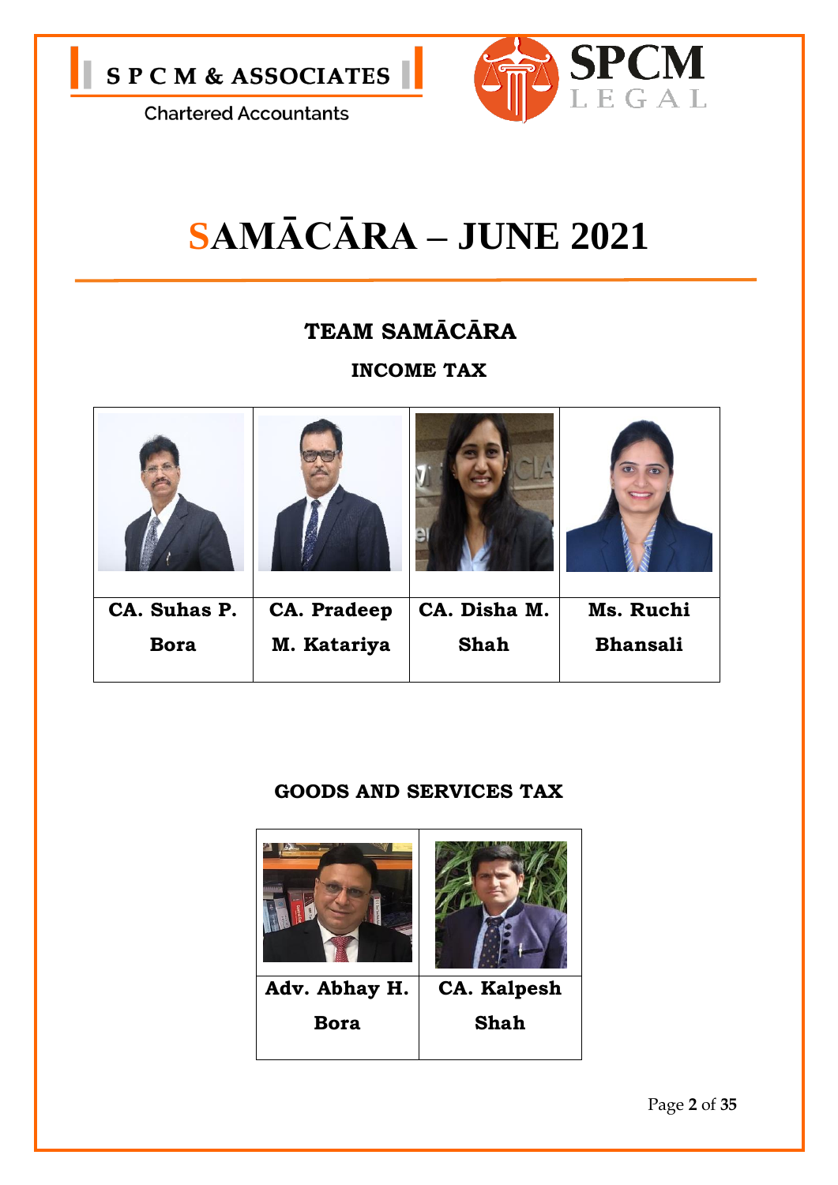S P C M & ASSOCIATES

Chartered Accountants

SPCM LEGAL

# SAMĀCĀRA – JUNE 2021

## TEAM SAMĀCĀRA

### INCOME TAX

| CA. Suhas P. Bora | CA. Pradeep M. Katariya | CA. Disha M. Shah | Ms. Ruchi Bhansali |
|---|---|---|---|

### GOODS AND SERVICES TAX

| Adv. Abhay H. Bora | CA. Kalpesh Shah |
|---|---|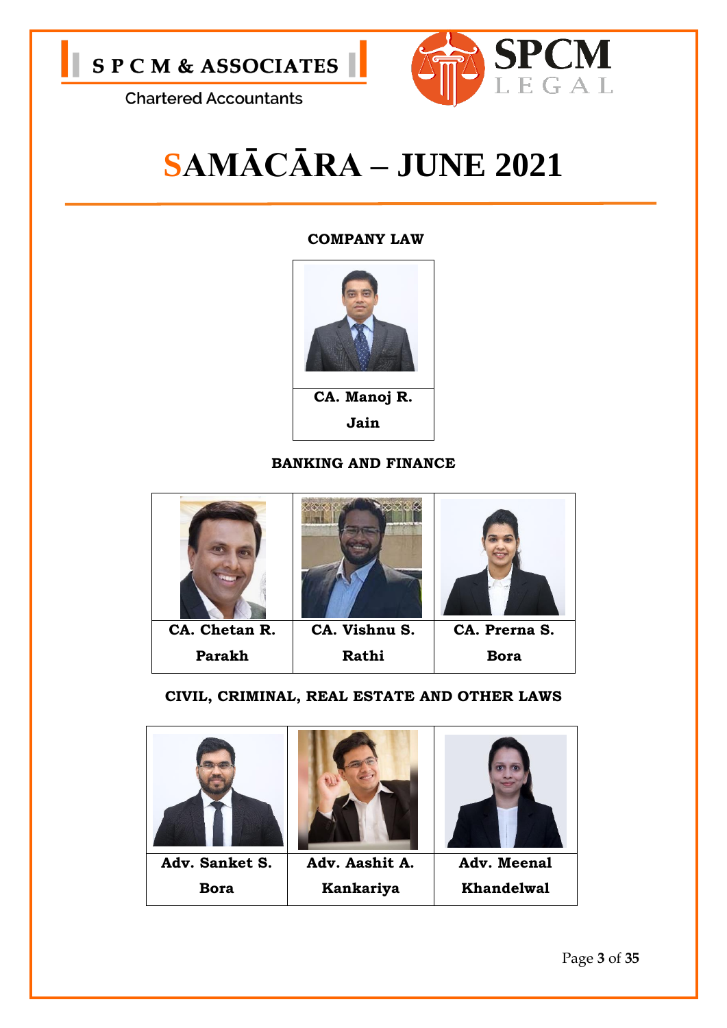S P C M & ASSOCIATES

Chartered Accountants

SPCM LEGAL

# SAMĀCĀRA – JUNE 2021

### COMPANY LAW

| CA. Manoj R. Jain |
|---|

### BANKING AND FINANCE

| CA. Chetan R. Parakh | CA. Vishnu S. Rathi | CA. Prerna S. Bora |
|---|---|---|

### CIVIL, CRIMINAL, REAL ESTATE AND OTHER LAWS

| Adv. Sanket S. Bora | Adv. Aashit A. Kankariya | Adv. Meenal Khandelwal |
|---|---|---|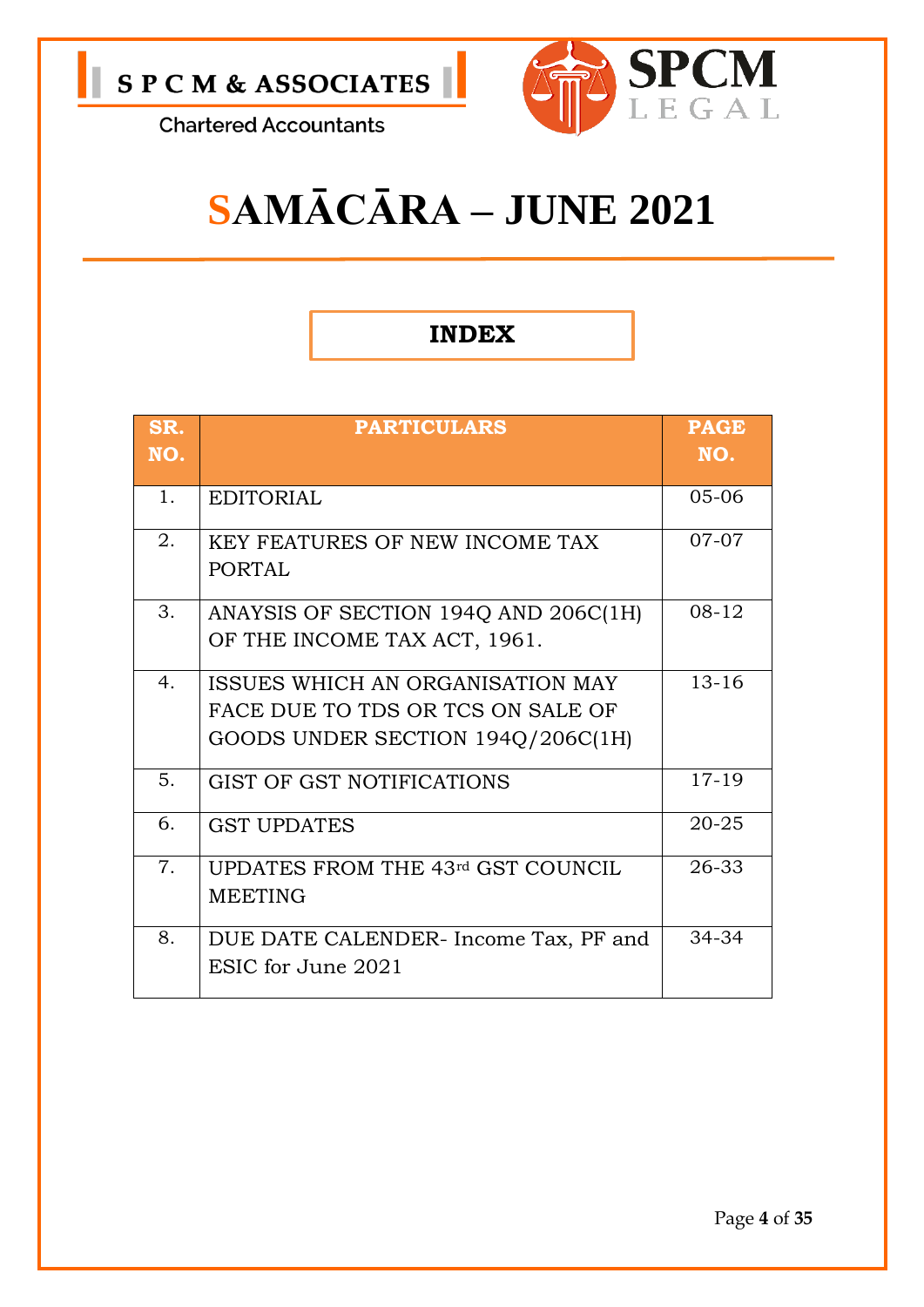S P C M & ASSOCIATES

Chartered Accountants

SPCM LEGAL

# SAMĀCĀRA – JUNE 2021

## INDEX

| SR. NO. | PARTICULARS | PAGE NO. |
| --- | --- | --- |
| 1. | EDITORIAL | 05-06 |
| 2. | KEY FEATURES OF NEW INCOME TAX PORTAL | 07-07 |
| 3. | ANAYSIS OF SECTION 194Q AND 206C(1H) OF THE INCOME TAX ACT, 1961. | 08-12 |
| 4. | ISSUES WHICH AN ORGANISATION MAY FACE DUE TO TDS OR TCS ON SALE OF GOODS UNDER SECTION 194Q/206C(1H) | 13-16 |
| 5. | GIST OF GST NOTIFICATIONS | 17-19 |
| 6. | GST UPDATES | 20-25 |
| 7. | UPDATES FROM THE 43rd GST COUNCIL MEETING | 26-33 |
| 8. | DUE DATE CALENDER- Income Tax, PF and ESIC for June 2021 | 34-34 |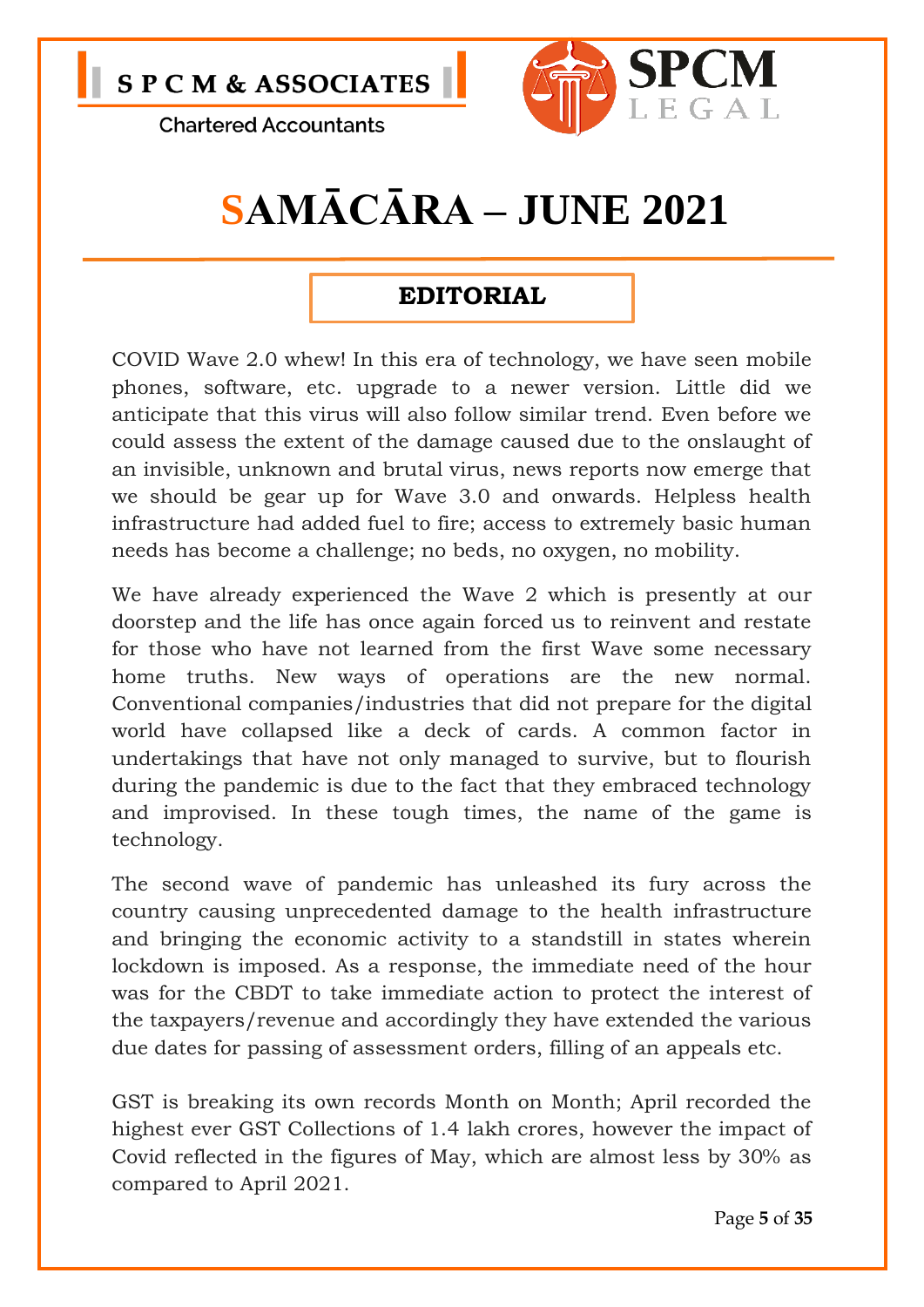# SAMĀCĀRA – JUNE 2021

## EDITORIAL

COVID Wave 2.0 whew! In this era of technology, we have seen mobile phones, software, etc. upgrade to a newer version. Little did we anticipate that this virus will also follow similar trend. Even before we could assess the extent of the damage caused due to the onslaught of an invisible, unknown and brutal virus, news reports now emerge that we should be gear up for Wave 3.0 and onwards. Helpless health infrastructure had added fuel to fire; access to extremely basic human needs has become a challenge; no beds, no oxygen, no mobility.

We have already experienced the Wave 2 which is presently at our doorstep and the life has once again forced us to reinvent and restate for those who have not learned from the first Wave some necessary home truths. New ways of operations are the new normal. Conventional companies/industries that did not prepare for the digital world have collapsed like a deck of cards. A common factor in undertakings that have not only managed to survive, but to flourish during the pandemic is due to the fact that they embraced technology and improvised. In these tough times, the name of the game is technology.

The second wave of pandemic has unleashed its fury across the country causing unprecedented damage to the health infrastructure and bringing the economic activity to a standstill in states wherein lockdown is imposed. As a response, the immediate need of the hour was for the CBDT to take immediate action to protect the interest of the taxpayers/revenue and accordingly they have extended the various due dates for passing of assessment orders, filling of an appeals etc.

GST is breaking its own records Month on Month; April recorded the highest ever GST Collections of 1.4 lakh crores, however the impact of Covid reflected in the figures of May, which are almost less by 30% as compared to April 2021.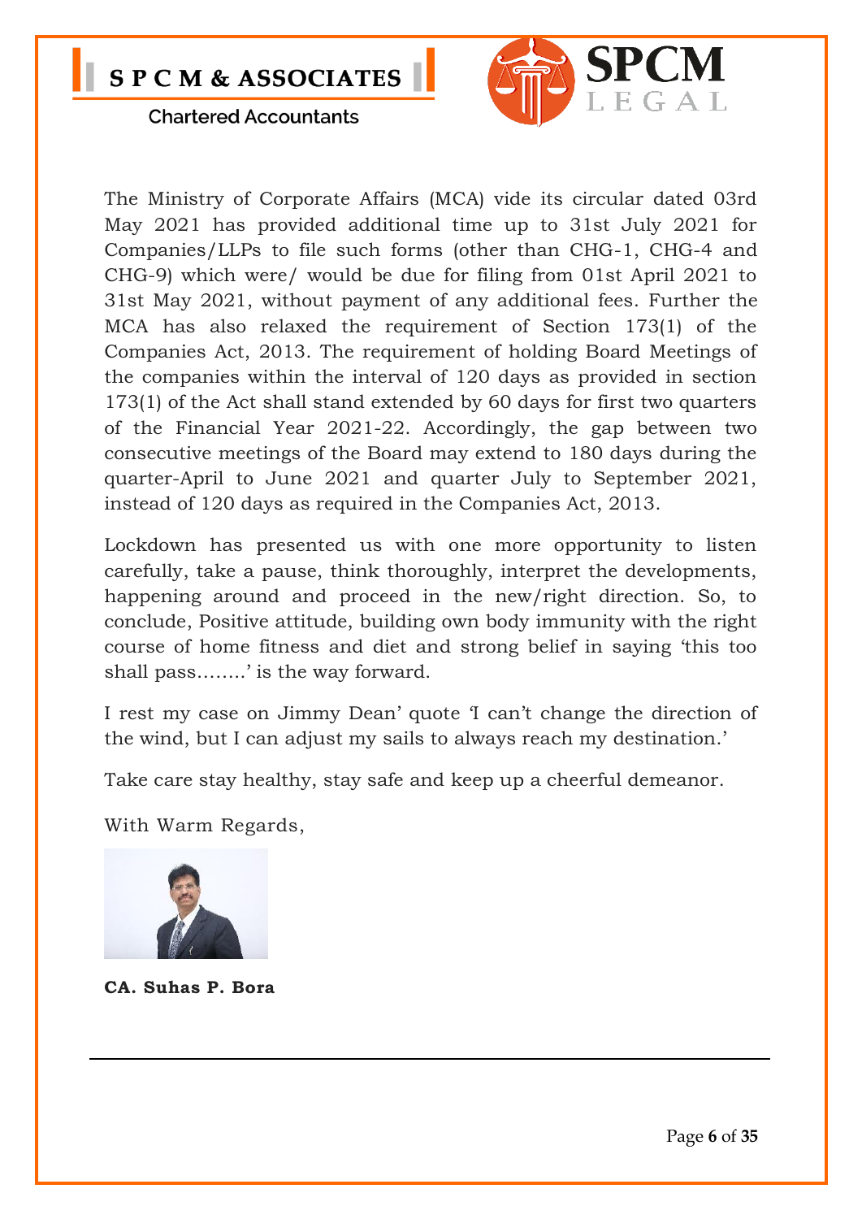The Ministry of Corporate Affairs (MCA) vide its circular dated 03rd May 2021 has provided additional time up to 31st July 2021 for Companies/LLPs to file such forms (other than CHG-1, CHG-4 and CHG-9) which were/ would be due for filing from 01st April 2021 to 31st May 2021, without payment of any additional fees. Further the MCA has also relaxed the requirement of Section 173(1) of the Companies Act, 2013. The requirement of holding Board Meetings of the companies within the interval of 120 days as provided in section 173(1) of the Act shall stand extended by 60 days for first two quarters of the Financial Year 2021-22. Accordingly, the gap between two consecutive meetings of the Board may extend to 180 days during the quarter-April to June 2021 and quarter July to September 2021, instead of 120 days as required in the Companies Act, 2013.

Lockdown has presented us with one more opportunity to listen carefully, take a pause, think thoroughly, interpret the developments, happening around and proceed in the new/right direction. So, to conclude, Positive attitude, building own body immunity with the right course of home fitness and diet and strong belief in saying 'this too shall pass……..' is the way forward.

I rest my case on Jimmy Dean' quote 'I can't change the direction of the wind, but I can adjust my sails to always reach my destination.'

Take care stay healthy, stay safe and keep up a cheerful demeanor.

With Warm Regards,

**CA. Suhas P. Bora**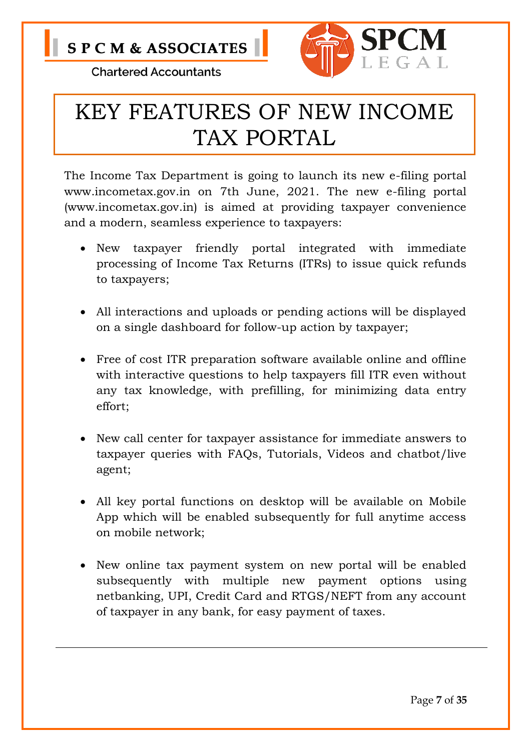# KEY FEATURES OF NEW INCOME TAX PORTAL

The Income Tax Department is going to launch its new e-filing portal www.incometax.gov.in on 7th June, 2021. The new e-filing portal (www.incometax.gov.in) is aimed at providing taxpayer convenience and a modern, seamless experience to taxpayers:

- New taxpayer friendly portal integrated with immediate processing of Income Tax Returns (ITRs) to issue quick refunds to taxpayers;
- All interactions and uploads or pending actions will be displayed on a single dashboard for follow-up action by taxpayer;
- Free of cost ITR preparation software available online and offline with interactive questions to help taxpayers fill ITR even without any tax knowledge, with prefilling, for minimizing data entry effort;
- New call center for taxpayer assistance for immediate answers to taxpayer queries with FAQs, Tutorials, Videos and chatbot/live agent;
- All key portal functions on desktop will be available on Mobile App which will be enabled subsequently for full anytime access on mobile network;
- New online tax payment system on new portal will be enabled subsequently with multiple new payment options using netbanking, UPI, Credit Card and RTGS/NEFT from any account of taxpayer in any bank, for easy payment of taxes.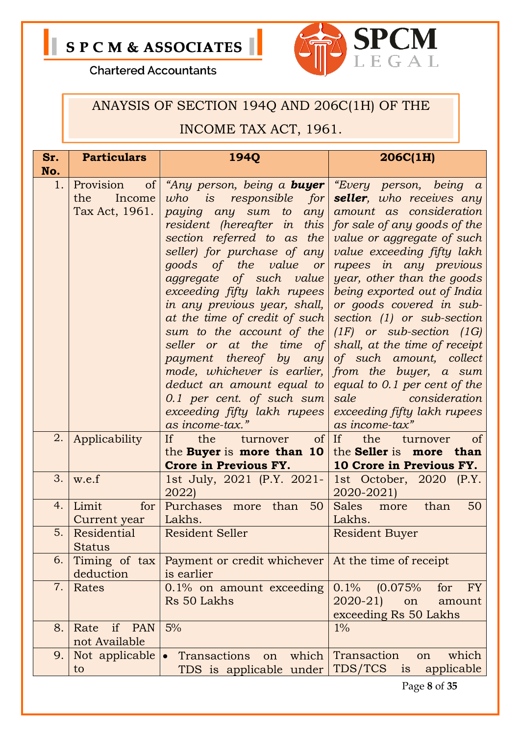S P C M & ASSOCIATES

Chartered Accountants

SPCM LEGAL

# ANAYSIS OF SECTION 194Q AND 206C(1H) OF THE INCOME TAX ACT, 1961.

| Sr. No. | Particulars | 194Q | 206C(1H) |
|---|---|---|---|
| 1. | Provision of the Income Tax Act, 1961. | *"Any person, being a **buyer** who is responsible for paying any sum to any resident (hereafter in this section referred to as the seller) for purchase of any goods of the value or aggregate of such value exceeding fifty lakh rupees in any previous year, shall, at the time of credit of such sum to the account of the seller or at the time of payment thereof by any mode, whichever is earlier, deduct an amount equal to 0.1 per cent. of such sum exceeding fifty lakh rupees as income-tax."* | *"Every person, being a **seller**, who receives any amount as consideration for sale of any goods of the value or aggregate of such value exceeding fifty lakh rupees in any previous year, other than the goods being exported out of India or goods covered in sub-section (1) or sub-section (1F) or sub-section (1G) shall, at the time of receipt of such amount, collect from the buyer, a sum equal to 0.1 per cent of the sale consideration exceeding fifty lakh rupees as income-tax"* |
| 2. | Applicability | If the turnover of the **Buyer** is **more than 10 Crore in Previous FY.** | If the turnover of the **Seller** is **more than 10 Crore in Previous FY.** |
| 3. | w.e.f | 1st July, 2021 (P.Y. 2021-2022) | 1st October, 2020 (P.Y. 2020-2021) |
| 4. | Limit for Current year | Purchases more than 50 Lakhs. | Sales more than 50 Lakhs. |
| 5. | Residential Status | Resident Seller | Resident Buyer |
| 6. | Timing of tax deduction | Payment or credit whichever is earlier | At the time of receipt |
| 7. | Rates | 0.1% on amount exceeding Rs 50 Lakhs | 0.1% (0.075% for FY 2020-21) on amount exceeding Rs 50 Lakhs |
| 8. | Rate if PAN not Available | 5% | 1% |
| 9. | Not applicable to | • Transactions on which TDS is applicable under | Transaction on which TDS/TCS is applicable |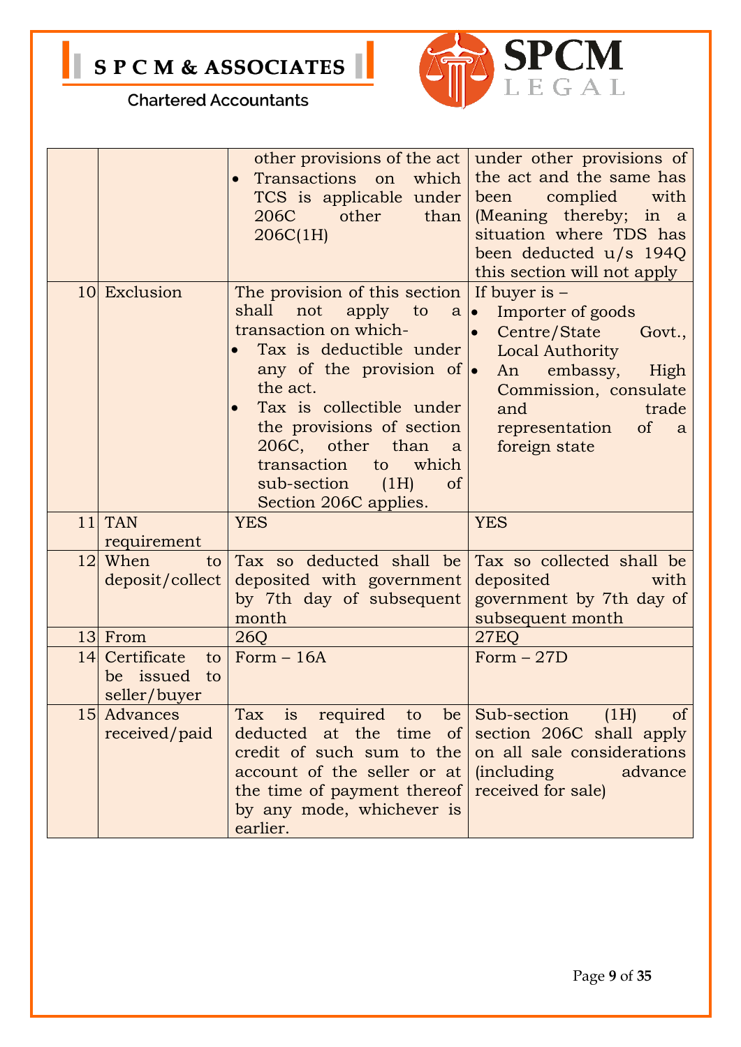| | | | |
|---|---|---|---|
| | | other provisions of the act<br>• Transactions on which TCS is applicable under 206C other than 206C(1H) | under other provisions of the act and the same has been complied with (Meaning thereby; in a situation where TDS has been deducted u/s 194Q this section will not apply |
| 10 | Exclusion | The provision of this section shall not apply to a transaction on which-<br>• Tax is deductible under any of the provision of the act.<br>• Tax is collectible under the provisions of section 206C, other than a transaction to which sub-section (1H) of Section 206C applies. | If buyer is –<br>• Importer of goods<br>• Centre/State Govt., Local Authority<br>• An embassy, High Commission, consulate and trade representation of a foreign state |
| 11 | TAN requirement | YES | YES |
| 12 | When to deposit/collect | Tax so deducted shall be deposited with government by 7th day of subsequent month | Tax so collected shall be deposited with government by 7th day of subsequent month |
| 13 | From | 26Q | 27EQ |
| 14 | Certificate to be issued to seller/buyer | Form – 16A | Form – 27D |
| 15 | Advances received/paid | Tax is required to be deducted at the time of credit of such sum to the account of the seller or at the time of payment thereof by any mode, whichever is earlier. | Sub-section (1H) of section 206C shall apply on all sale considerations (including advance received for sale) |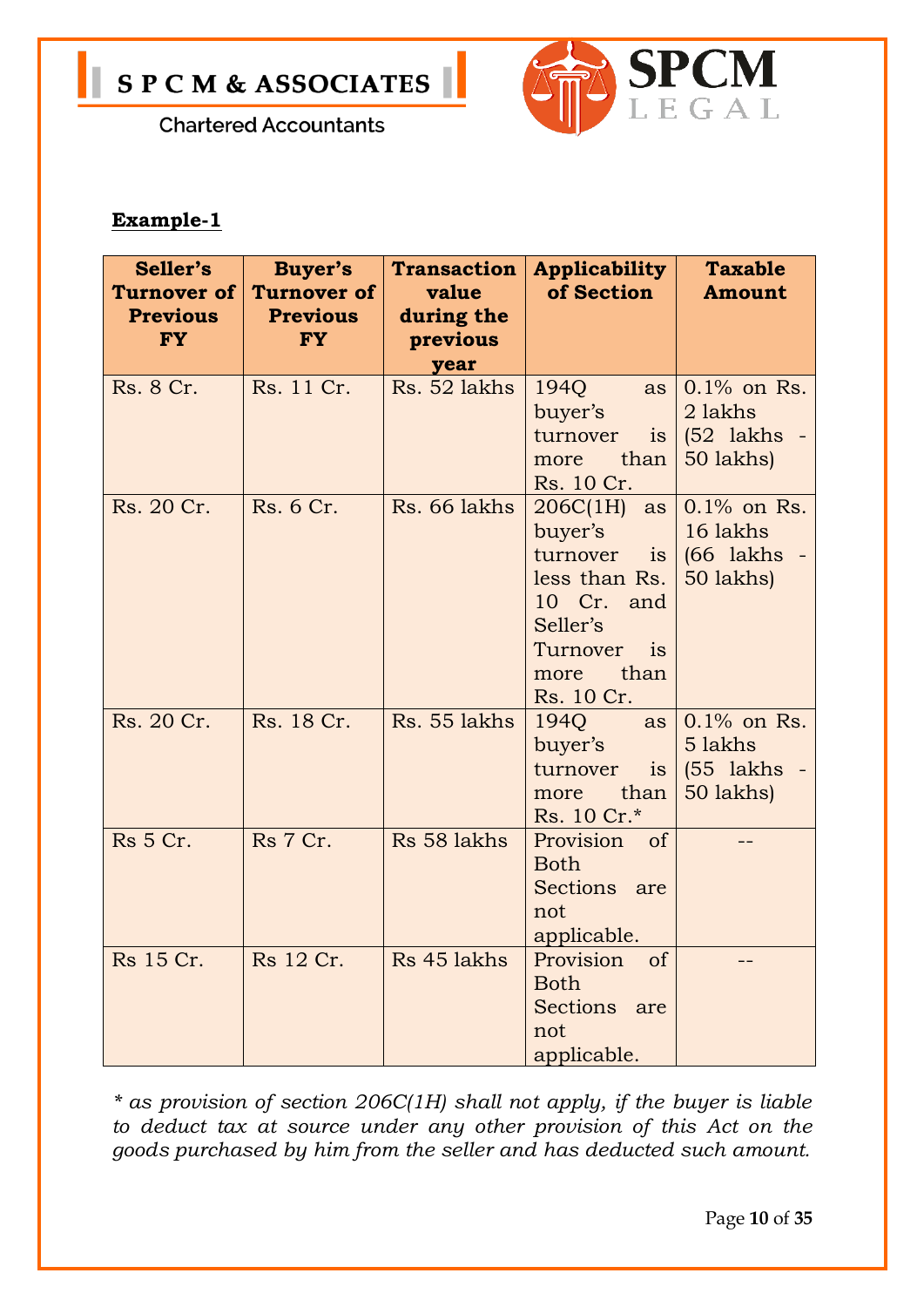**Example-1**

| Seller's Turnover of Previous FY | Buyer's Turnover of Previous FY | Transaction value during the previous year | Applicability of Section | Taxable Amount |
|---|---|---|---|---|
| Rs. 8 Cr. | Rs. 11 Cr. | Rs. 52 lakhs | 194Q as buyer's turnover is more than Rs. 10 Cr. | 0.1% on Rs. 2 lakhs (52 lakhs - 50 lakhs) |
| Rs. 20 Cr. | Rs. 6 Cr. | Rs. 66 lakhs | 206C(1H) as buyer's turnover is less than Rs. 10 Cr. and Seller's Turnover is more than Rs. 10 Cr. | 0.1% on Rs. 16 lakhs (66 lakhs - 50 lakhs) |
| Rs. 20 Cr. | Rs. 18 Cr. | Rs. 55 lakhs | 194Q as buyer's turnover is more than Rs. 10 Cr.* | 0.1% on Rs. 5 lakhs (55 lakhs - 50 lakhs) |
| Rs 5 Cr. | Rs 7 Cr. | Rs 58 lakhs | Provision of Both Sections are not applicable. | -- |
| Rs 15 Cr. | Rs 12 Cr. | Rs 45 lakhs | Provision of Both Sections are not applicable. | -- |

*\* as provision of section 206C(1H) shall not apply, if the buyer is liable to deduct tax at source under any other provision of this Act on the goods purchased by him from the seller and has deducted such amount.*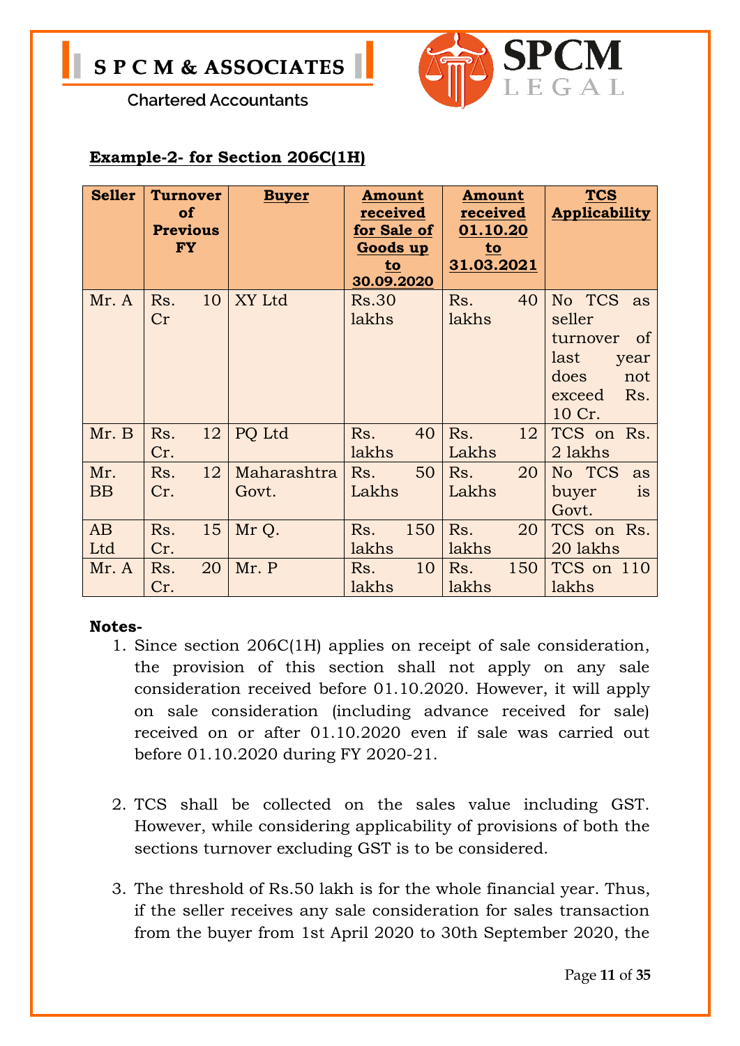**Example-2- for Section 206C(1H)**

| Seller | Turnover of Previous FY | Buyer | Amount received for Sale of Goods up to 30.09.2020 | Amount received 01.10.20 to 31.03.2021 | TCS Applicability |
|---|---|---|---|---|---|
| Mr. A | Rs. 10 Cr | XY Ltd | Rs.30 lakhs | Rs. 40 lakhs | No TCS as seller turnover of last year does not exceed Rs. 10 Cr. |
| Mr. B | Rs. 12 Cr. | PQ Ltd | Rs. 40 lakhs | Rs. 12 Lakhs | TCS on Rs. 2 lakhs |
| Mr. BB | Rs. 12 Cr. | Maharashtra Govt. | Rs. 50 Lakhs | Rs. 20 Lakhs | No TCS as buyer is Govt. |
| AB Ltd | Rs. 15 Cr. | Mr Q. | Rs. 150 lakhs | Rs. 20 lakhs | TCS on Rs. 20 lakhs |
| Mr. A | Rs. 20 Cr. | Mr. P | Rs. 10 lakhs | Rs. 150 lakhs | TCS on 110 lakhs |

**Notes-**

1. Since section 206C(1H) applies on receipt of sale consideration, the provision of this section shall not apply on any sale consideration received before 01.10.2020. However, it will apply on sale consideration (including advance received for sale) received on or after 01.10.2020 even if sale was carried out before 01.10.2020 during FY 2020-21.

2. TCS shall be collected on the sales value including GST. However, while considering applicability of provisions of both the sections turnover excluding GST is to be considered.

3. The threshold of Rs.50 lakh is for the whole financial year. Thus, if the seller receives any sale consideration for sales transaction from the buyer from 1st April 2020 to 30th September 2020, the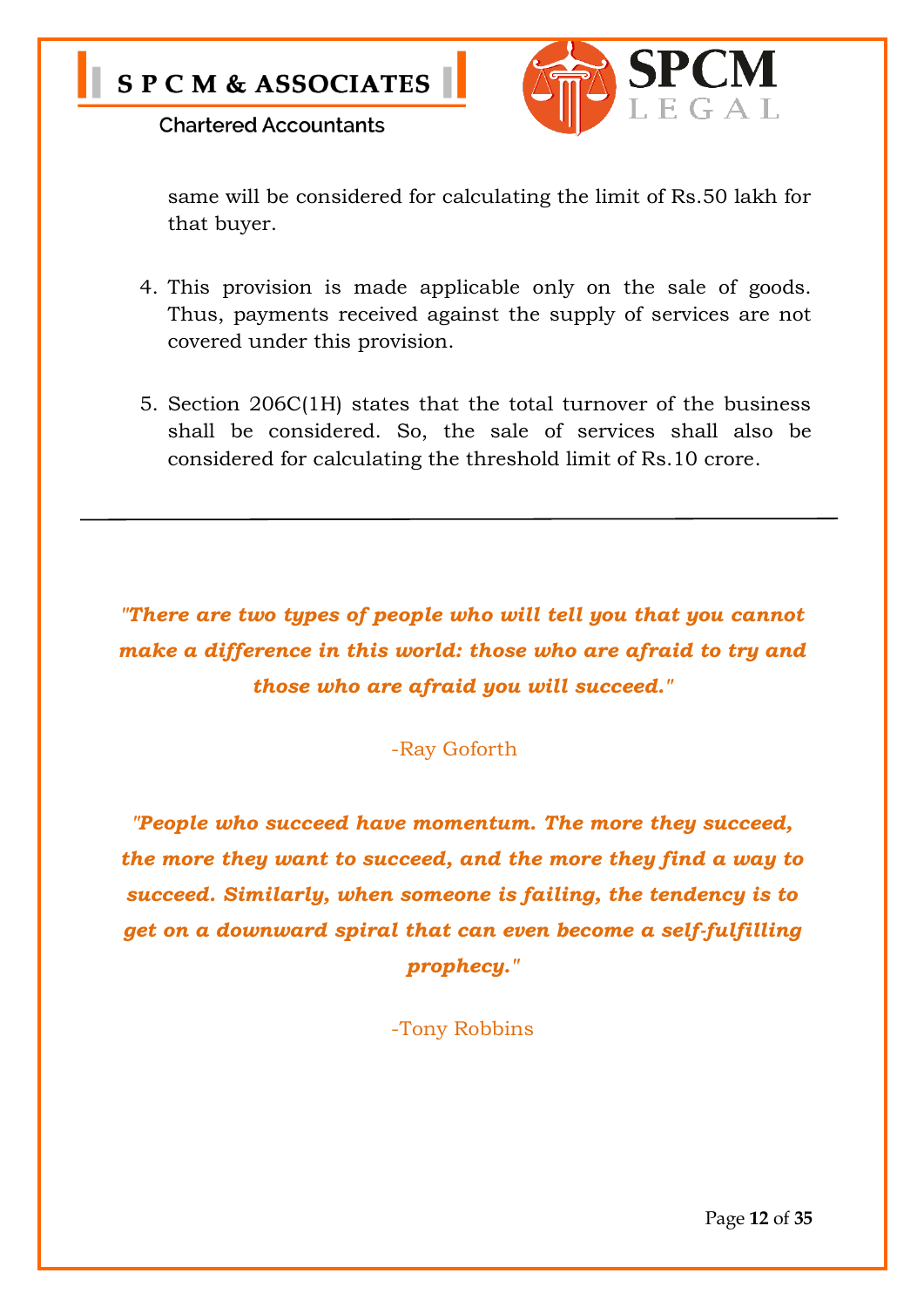same will be considered for calculating the limit of Rs.50 lakh for that buyer.

4. This provision is made applicable only on the sale of goods. Thus, payments received against the supply of services are not covered under this provision.

5. Section 206C(1H) states that the total turnover of the business shall be considered. So, the sale of services shall also be considered for calculating the threshold limit of Rs.10 crore.

---

***"There are two types of people who will tell you that you cannot make a difference in this world: those who are afraid to try and those who are afraid you will succeed."***

-Ray Goforth

***"People who succeed have momentum. The more they succeed, the more they want to succeed, and the more they find a way to succeed. Similarly, when someone is failing, the tendency is to get on a downward spiral that can even become a self-fulfilling prophecy."***

-Tony Robbins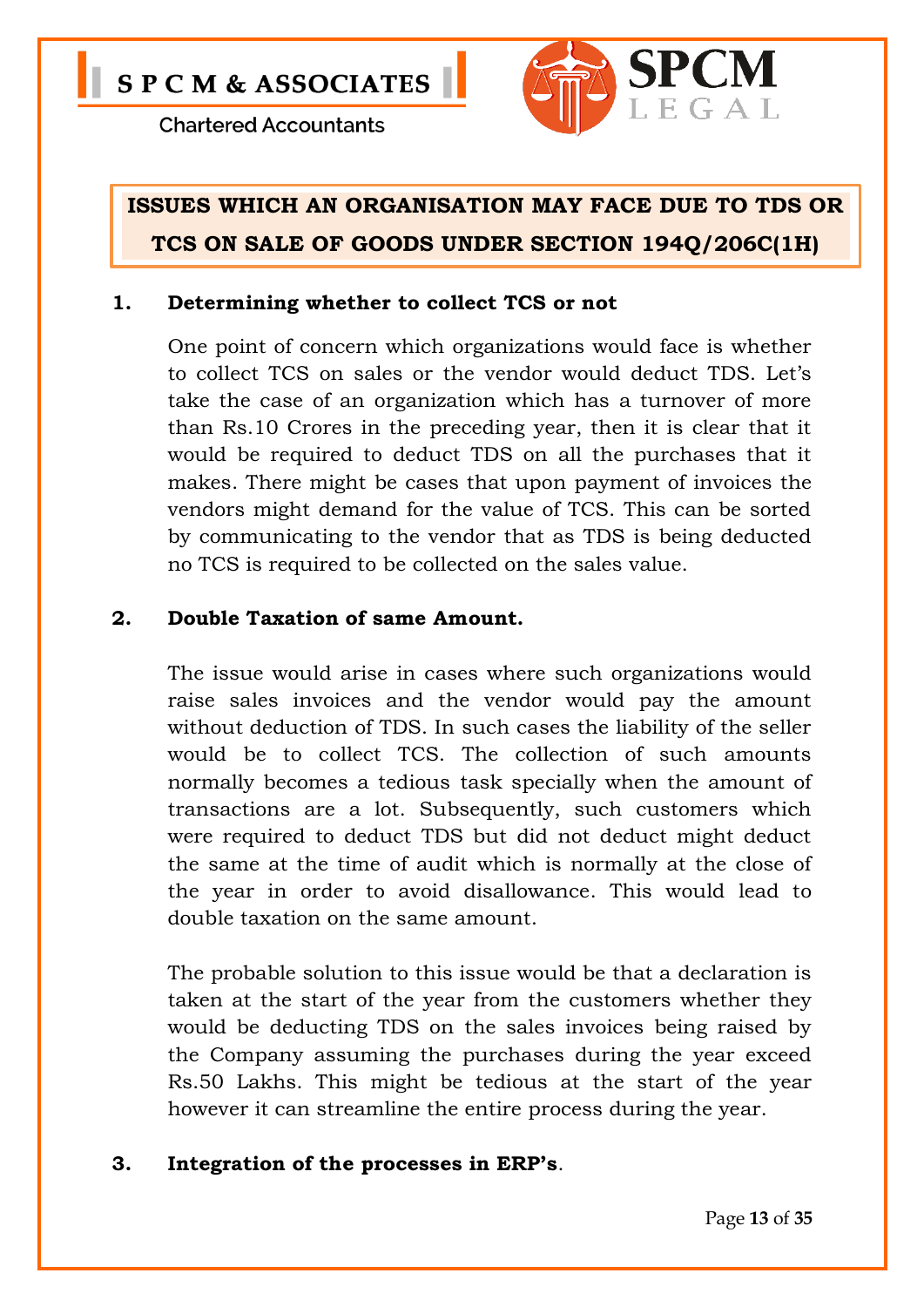## ISSUES WHICH AN ORGANISATION MAY FACE DUE TO TDS OR TCS ON SALE OF GOODS UNDER SECTION 194Q/206C(1H)

**1. Determining whether to collect TCS or not**

One point of concern which organizations would face is whether to collect TCS on sales or the vendor would deduct TDS. Let's take the case of an organization which has a turnover of more than Rs.10 Crores in the preceding year, then it is clear that it would be required to deduct TDS on all the purchases that it makes. There might be cases that upon payment of invoices the vendors might demand for the value of TCS. This can be sorted by communicating to the vendor that as TDS is being deducted no TCS is required to be collected on the sales value.

**2. Double Taxation of same Amount.**

The issue would arise in cases where such organizations would raise sales invoices and the vendor would pay the amount without deduction of TDS. In such cases the liability of the seller would be to collect TCS. The collection of such amounts normally becomes a tedious task specially when the amount of transactions are a lot. Subsequently, such customers which were required to deduct TDS but did not deduct might deduct the same at the time of audit which is normally at the close of the year in order to avoid disallowance. This would lead to double taxation on the same amount.

The probable solution to this issue would be that a declaration is taken at the start of the year from the customers whether they would be deducting TDS on the sales invoices being raised by the Company assuming the purchases during the year exceed Rs.50 Lakhs. This might be tedious at the start of the year however it can streamline the entire process during the year.

**3. Integration of the processes in ERP's**.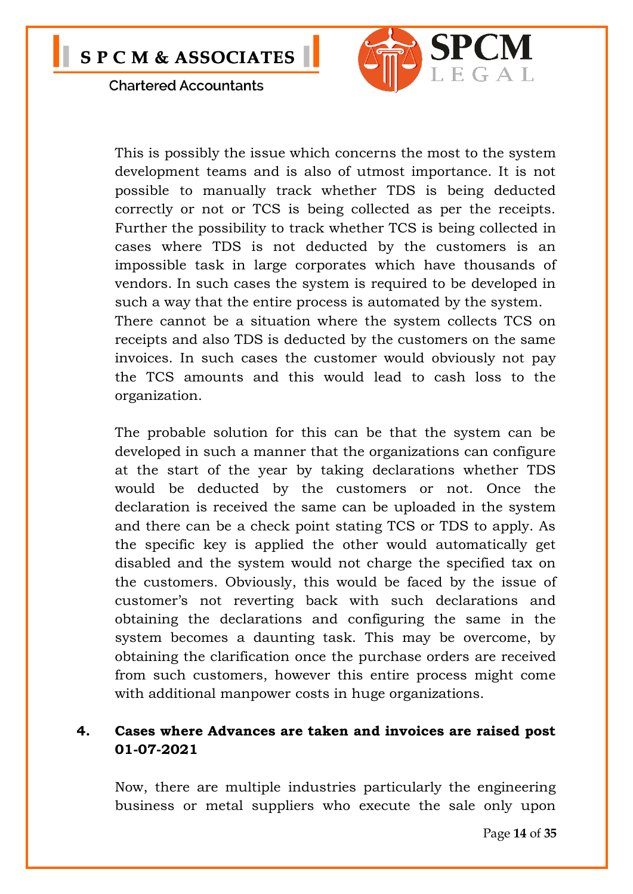This is possibly the issue which concerns the most to the system development teams and is also of utmost importance. It is not possible to manually track whether TDS is being deducted correctly or not or TCS is being collected as per the receipts. Further the possibility to track whether TCS is being collected in cases where TDS is not deducted by the customers is an impossible task in large corporates which have thousands of vendors. In such cases the system is required to be developed in such a way that the entire process is automated by the system. There cannot be a situation where the system collects TCS on receipts and also TDS is deducted by the customers on the same invoices. In such cases the customer would obviously not pay the TCS amounts and this would lead to cash loss to the organization.

The probable solution for this can be that the system can be developed in such a manner that the organizations can configure at the start of the year by taking declarations whether TDS would be deducted by the customers or not. Once the declaration is received the same can be uploaded in the system and there can be a check point stating TCS or TDS to apply. As the specific key is applied the other would automatically get disabled and the system would not charge the specified tax on the customers. Obviously, this would be faced by the issue of customer's not reverting back with such declarations and obtaining the declarations and configuring the same in the system becomes a daunting task. This may be overcome, by obtaining the clarification once the purchase orders are received from such customers, however this entire process might come with additional manpower costs in huge organizations.

## 4. Cases where Advances are taken and invoices are raised post 01-07-2021

Now, there are multiple industries particularly the engineering business or metal suppliers who execute the sale only upon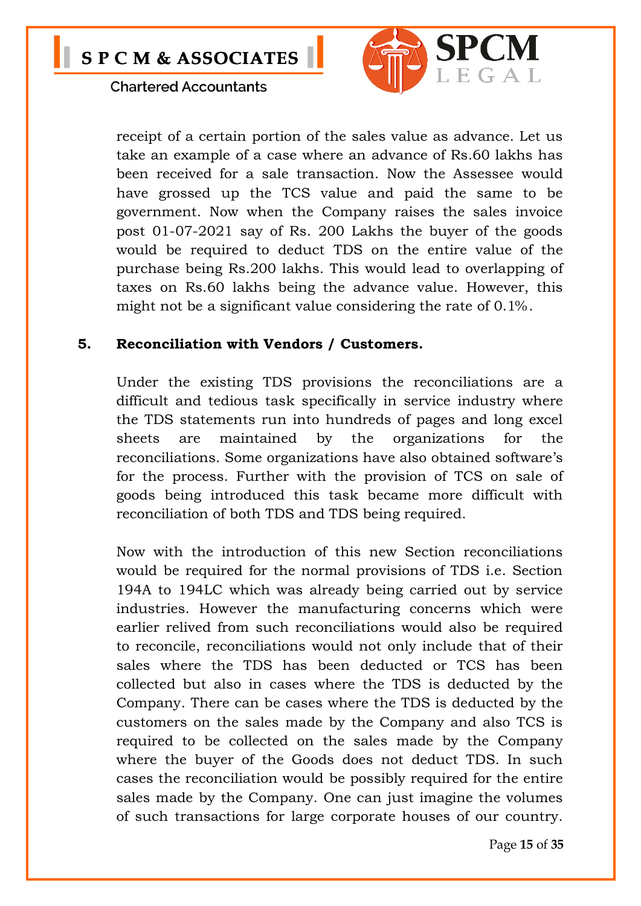receipt of a certain portion of the sales value as advance. Let us take an example of a case where an advance of Rs.60 lakhs has been received for a sale transaction. Now the Assessee would have grossed up the TCS value and paid the same to be government. Now when the Company raises the sales invoice post 01-07-2021 say of Rs. 200 Lakhs the buyer of the goods would be required to deduct TDS on the entire value of the purchase being Rs.200 lakhs. This would lead to overlapping of taxes on Rs.60 lakhs being the advance value. However, this might not be a significant value considering the rate of 0.1%.

**5. Reconciliation with Vendors / Customers.**

Under the existing TDS provisions the reconciliations are a difficult and tedious task specifically in service industry where the TDS statements run into hundreds of pages and long excel sheets are maintained by the organizations for the reconciliations. Some organizations have also obtained software's for the process. Further with the provision of TCS on sale of goods being introduced this task became more difficult with reconciliation of both TDS and TDS being required.

Now with the introduction of this new Section reconciliations would be required for the normal provisions of TDS i.e. Section 194A to 194LC which was already being carried out by service industries. However the manufacturing concerns which were earlier relived from such reconciliations would also be required to reconcile, reconciliations would not only include that of their sales where the TDS has been deducted or TCS has been collected but also in cases where the TDS is deducted by the Company. There can be cases where the TDS is deducted by the customers on the sales made by the Company and also TCS is required to be collected on the sales made by the Company where the buyer of the Goods does not deduct TDS. In such cases the reconciliation would be possibly required for the entire sales made by the Company. One can just imagine the volumes of such transactions for large corporate houses of our country.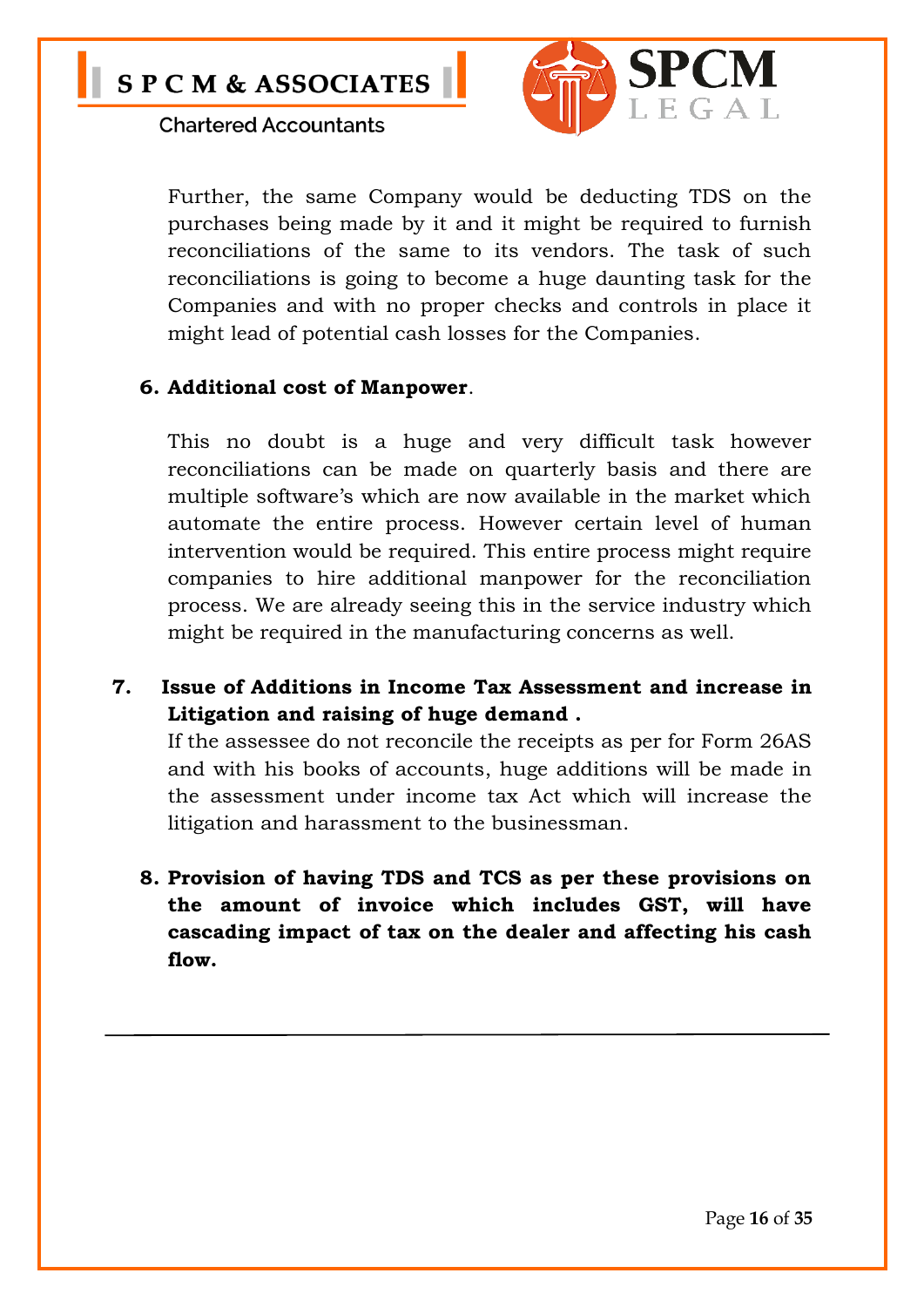Further, the same Company would be deducting TDS on the purchases being made by it and it might be required to furnish reconciliations of the same to its vendors. The task of such reconciliations is going to become a huge daunting task for the Companies and with no proper checks and controls in place it might lead of potential cash losses for the Companies.

6. **Additional cost of Manpower**.

   This no doubt is a huge and very difficult task however reconciliations can be made on quarterly basis and there are multiple software's which are now available in the market which automate the entire process. However certain level of human intervention would be required. This entire process might require companies to hire additional manpower for the reconciliation process. We are already seeing this in the service industry which might be required in the manufacturing concerns as well.

7. **Issue of Additions in Income Tax Assessment and increase in Litigation and raising of huge demand .**

   If the assessee do not reconcile the receipts as per for Form 26AS and with his books of accounts, huge additions will be made in the assessment under income tax Act which will increase the litigation and harassment to the businessman.

8. **Provision of having TDS and TCS as per these provisions on the amount of invoice which includes GST, will have cascading impact of tax on the dealer and affecting his cash flow.**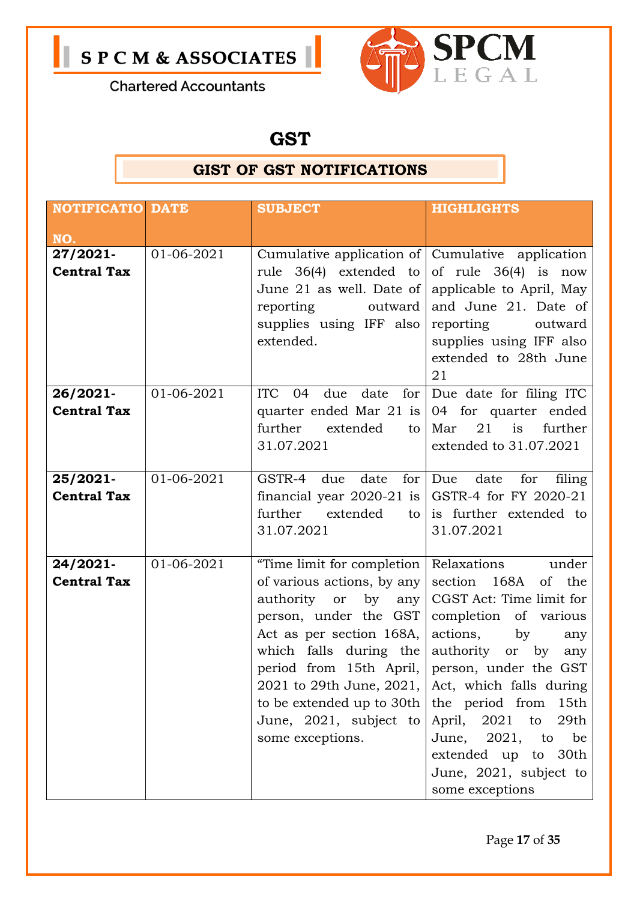S P C M & ASSOCIATES

Chartered Accountants

SPCM LEGAL

# GST

## GIST OF GST NOTIFICATIONS

| NOTIFICATIO NO. | DATE | SUBJECT | HIGHLIGHTS |
|---|---|---|---|
| **27/2021-Central Tax** | 01-06-2021 | Cumulative application of rule 36(4) extended to June 21 as well. Date of reporting outward supplies using IFF also extended. | Cumulative application of rule 36(4) is now applicable to April, May and June 21. Date of reporting outward supplies using IFF also extended to 28th June 21 |
| **26/2021-Central Tax** | 01-06-2021 | ITC 04 due date for quarter ended Mar 21 is further extended to 31.07.2021 | Due date for filing ITC 04 for quarter ended Mar 21 is further extended to 31.07.2021 |
| **25/2021-Central Tax** | 01-06-2021 | GSTR-4 due date for financial year 2020-21 is further extended to 31.07.2021 | Due date for filing GSTR-4 for FY 2020-21 is further extended to 31.07.2021 |
| **24/2021-Central Tax** | 01-06-2021 | "Time limit for completion of various actions, by any authority or by any person, under the GST Act as per section 168A, which falls during the period from 15th April, 2021 to 29th June, 2021, to be extended up to 30th June, 2021, subject to some exceptions. | Relaxations under section 168A of the CGST Act: Time limit for completion of various actions, by any authority or by any person, under the GST Act, which falls during the period from 15th April, 2021 to 29th June, 2021, to be extended up to 30th June, 2021, subject to some exceptions |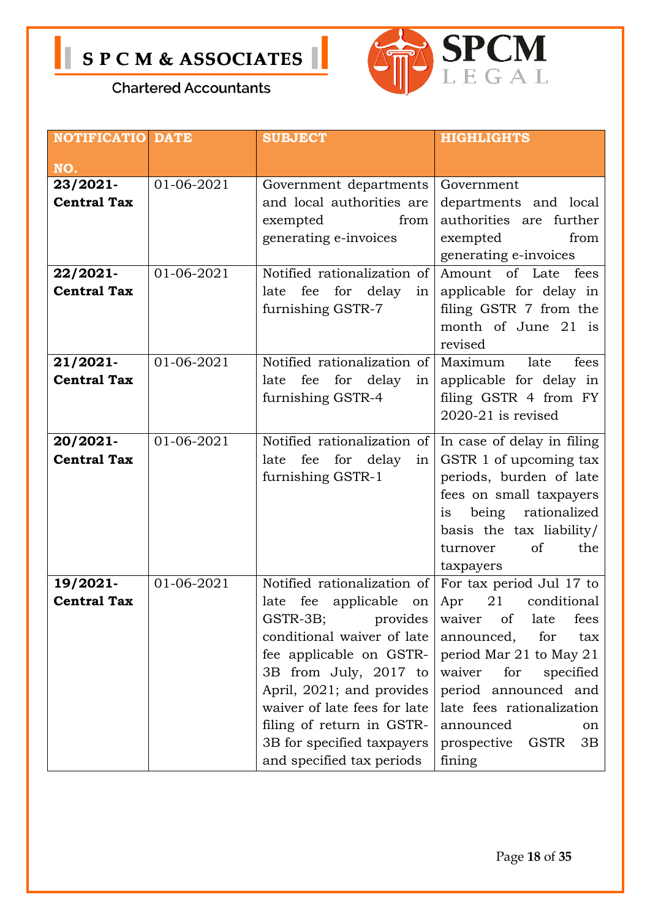| NOTIFICATIO NO. | DATE | SUBJECT | HIGHLIGHTS |
|---|---|---|---|
| **23/2021-Central Tax** | 01-06-2021 | Government departments and local authorities are exempted from generating e-invoices | Government departments and local authorities are further exempted from generating e-invoices |
| **22/2021-Central Tax** | 01-06-2021 | Notified rationalization of late fee for delay in furnishing GSTR-7 | Amount of Late fees applicable for delay in filing GSTR 7 from the month of June 21 is revised |
| **21/2021-Central Tax** | 01-06-2021 | Notified rationalization of late fee for delay in furnishing GSTR-4 | Maximum late fees applicable for delay in filing GSTR 4 from FY 2020-21 is revised |
| **20/2021-Central Tax** | 01-06-2021 | Notified rationalization of late fee for delay in furnishing GSTR-1 | In case of delay in filing GSTR 1 of upcoming tax periods, burden of late fees on small taxpayers is being rationalized basis the tax liability/ turnover of the taxpayers |
| **19/2021-Central Tax** | 01-06-2021 | Notified rationalization of late fee applicable on GSTR-3B; provides conditional waiver of late fee applicable on GSTR-3B from July, 2017 to April, 2021; and provides waiver of late fees for late filing of return in GSTR-3B for specified taxpayers and specified tax periods | For tax period Jul 17 to Apr 21 conditional waiver of late fees announced, for tax period Mar 21 to May 21 waiver for specified period announced and late fees rationalization announced on prospective GSTR 3B fining |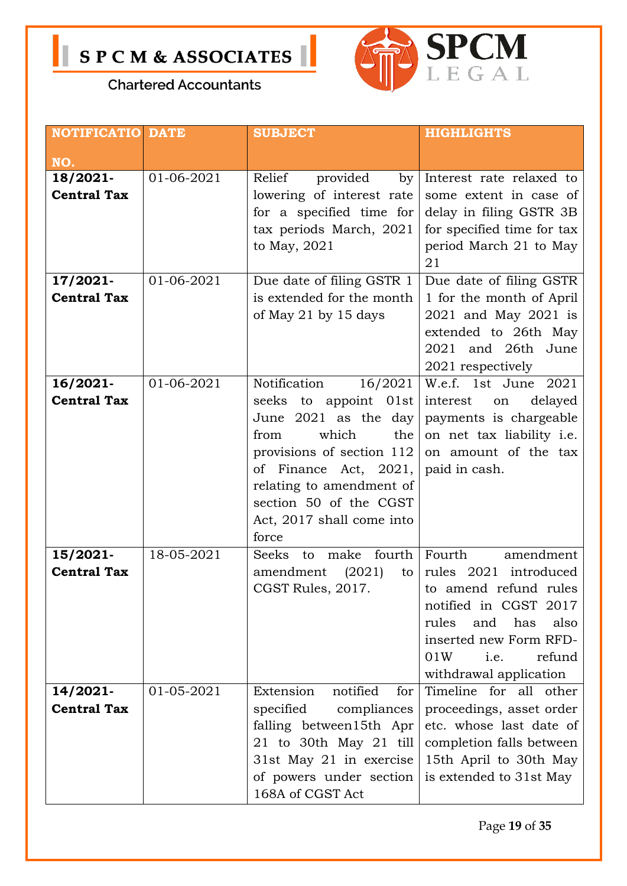| NOTIFICATIO NO. | DATE | SUBJECT | HIGHLIGHTS |
|---|---|---|---|
| **18/2021-Central Tax** | 01-06-2021 | Relief provided by lowering of interest rate for a specified time for tax periods March, 2021 to May, 2021 | Interest rate relaxed to some extent in case of delay in filing GSTR 3B for specified time for tax period March 21 to May 21 |
| **17/2021-Central Tax** | 01-06-2021 | Due date of filing GSTR 1 is extended for the month of May 21 by 15 days | Due date of filing GSTR 1 for the month of April 2021 and May 2021 is extended to 26th May 2021 and 26th June 2021 respectively |
| **16/2021-Central Tax** | 01-06-2021 | Notification 16/2021 seeks to appoint 01st June 2021 as the day from which the provisions of section 112 of Finance Act, 2021, relating to amendment of section 50 of the CGST Act, 2017 shall come into force | W.e.f. 1st June 2021 interest on delayed payments is chargeable on net tax liability i.e. on amount of the tax paid in cash. |
| **15/2021-Central Tax** | 18-05-2021 | Seeks to make fourth amendment (2021) to CGST Rules, 2017. | Fourth amendment rules 2021 introduced to amend refund rules notified in CGST 2017 rules and has also inserted new Form RFD-01W i.e. refund withdrawal application |
| **14/2021-Central Tax** | 01-05-2021 | Extension notified for specified compliances falling between15th Apr 21 to 30th May 21 till 31st May 21 in exercise of powers under section 168A of CGST Act | Timeline for all other proceedings, asset order etc. whose last date of completion falls between 15th April to 30th May is extended to 31st May |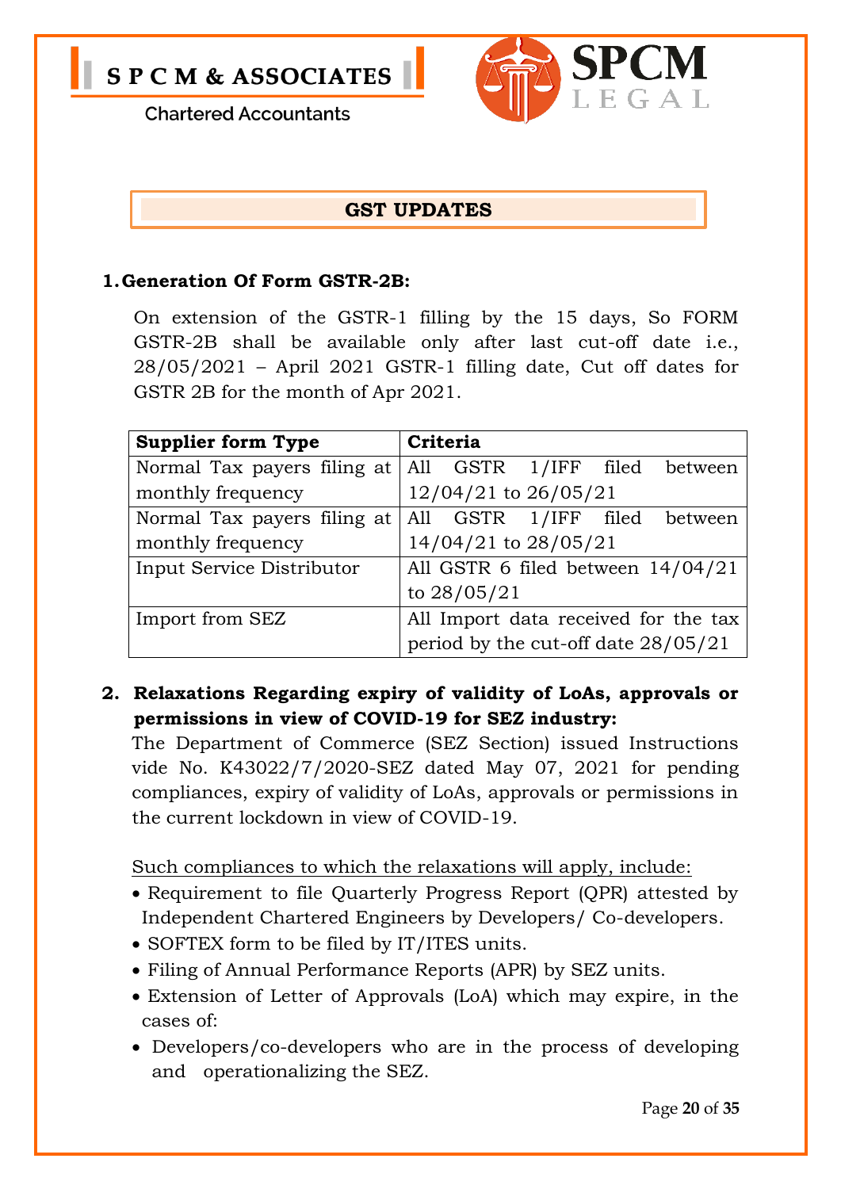## GST UPDATES

### 1. Generation Of Form GSTR-2B:

On extension of the GSTR-1 filling by the 15 days, So FORM GSTR-2B shall be available only after last cut-off date i.e., 28/05/2021 – April 2021 GSTR-1 filling date, Cut off dates for GSTR 2B for the month of Apr 2021.

| Supplier form Type | Criteria |
|---|---|
| Normal Tax payers filing at monthly frequency | All GSTR 1/IFF filed between 12/04/21 to 26/05/21 |
| Normal Tax payers filing at monthly frequency | All GSTR 1/IFF filed between 14/04/21 to 28/05/21 |
| Input Service Distributor | All GSTR 6 filed between 14/04/21 to 28/05/21 |
| Import from SEZ | All Import data received for the tax period by the cut-off date 28/05/21 |

### 2. Relaxations Regarding expiry of validity of LoAs, approvals or permissions in view of COVID-19 for SEZ industry:

The Department of Commerce (SEZ Section) issued Instructions vide No. K43022/7/2020-SEZ dated May 07, 2021 for pending compliances, expiry of validity of LoAs, approvals or permissions in the current lockdown in view of COVID-19.

Such compliances to which the relaxations will apply, include:

- Requirement to file Quarterly Progress Report (QPR) attested by Independent Chartered Engineers by Developers/ Co-developers.
- SOFTEX form to be filed by IT/ITES units.
- Filing of Annual Performance Reports (APR) by SEZ units.
- Extension of Letter of Approvals (LoA) which may expire, in the cases of:
- Developers/co-developers who are in the process of developing and operationalizing the SEZ.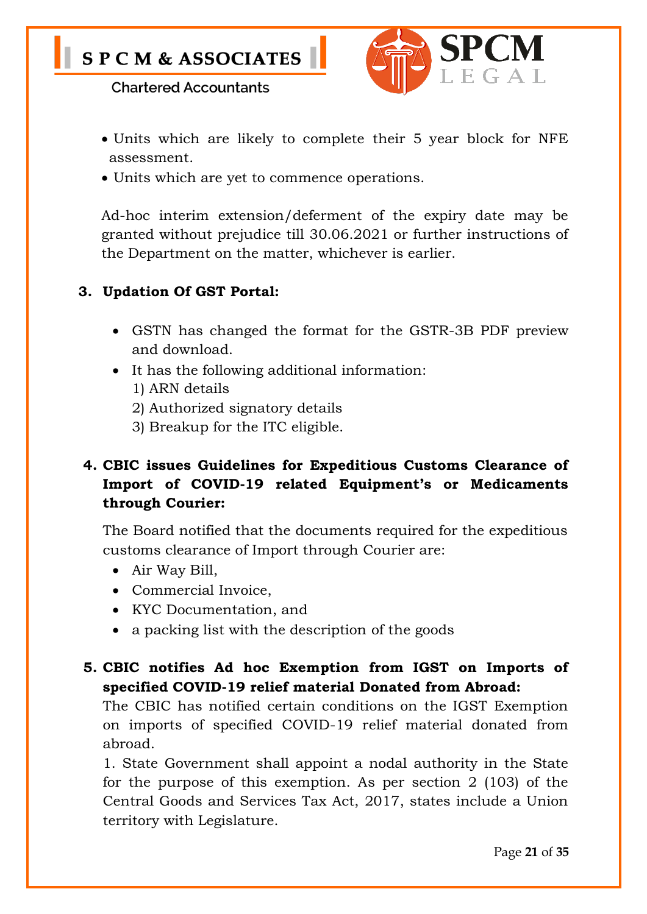- Units which are likely to complete their 5 year block for NFE assessment.
- Units which are yet to commence operations.

Ad-hoc interim extension/deferment of the expiry date may be granted without prejudice till 30.06.2021 or further instructions of the Department on the matter, whichever is earlier.

### 3. Updation Of GST Portal:

- GSTN has changed the format for the GSTR-3B PDF preview and download.
- It has the following additional information:
  1) ARN details
  2) Authorized signatory details
  3) Breakup for the ITC eligible.

### 4. CBIC issues Guidelines for Expeditious Customs Clearance of Import of COVID-19 related Equipment's or Medicaments through Courier:

The Board notified that the documents required for the expeditious customs clearance of Import through Courier are:

- Air Way Bill,
- Commercial Invoice,
- KYC Documentation, and
- a packing list with the description of the goods

### 5. CBIC notifies Ad hoc Exemption from IGST on Imports of specified COVID-19 relief material Donated from Abroad:

The CBIC has notified certain conditions on the IGST Exemption on imports of specified COVID-19 relief material donated from abroad.

1. State Government shall appoint a nodal authority in the State for the purpose of this exemption. As per section 2 (103) of the Central Goods and Services Tax Act, 2017, states include a Union territory with Legislature.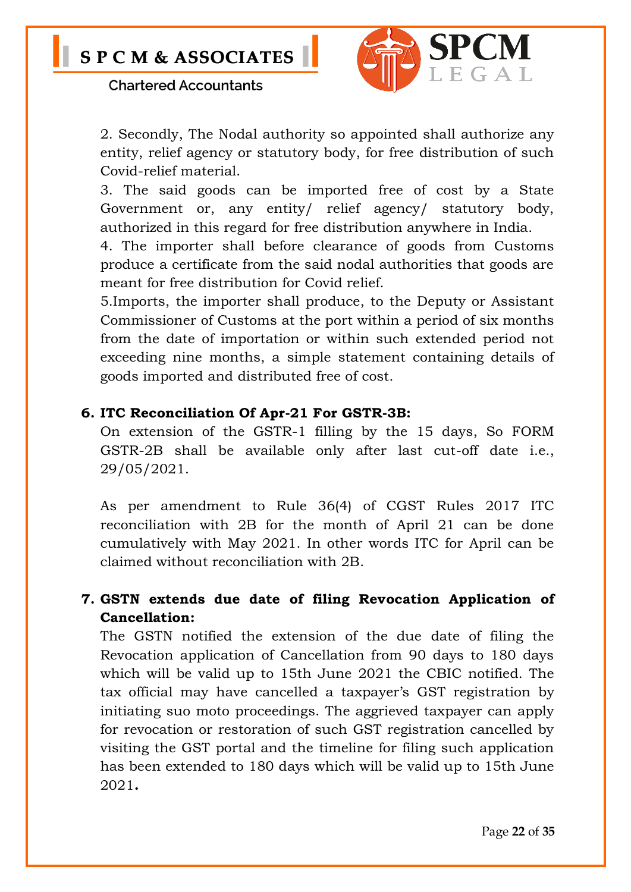2. Secondly, The Nodal authority so appointed shall authorize any entity, relief agency or statutory body, for free distribution of such Covid-relief material.

3. The said goods can be imported free of cost by a State Government or, any entity/ relief agency/ statutory body, authorized in this regard for free distribution anywhere in India.

4. The importer shall before clearance of goods from Customs produce a certificate from the said nodal authorities that goods are meant for free distribution for Covid relief.

5.Imports, the importer shall produce, to the Deputy or Assistant Commissioner of Customs at the port within a period of six months from the date of importation or within such extended period not exceeding nine months, a simple statement containing details of goods imported and distributed free of cost.

**6. ITC Reconciliation Of Apr-21 For GSTR-3B:**

On extension of the GSTR-1 filling by the 15 days, So FORM GSTR-2B shall be available only after last cut-off date i.e., 29/05/2021.

As per amendment to Rule 36(4) of CGST Rules 2017 ITC reconciliation with 2B for the month of April 21 can be done cumulatively with May 2021. In other words ITC for April can be claimed without reconciliation with 2B.

**7. GSTN extends due date of filing Revocation Application of Cancellation:**

The GSTN notified the extension of the due date of filing the Revocation application of Cancellation from 90 days to 180 days which will be valid up to 15th June 2021 the CBIC notified. The tax official may have cancelled a taxpayer's GST registration by initiating suo moto proceedings. The aggrieved taxpayer can apply for revocation or restoration of such GST registration cancelled by visiting the GST portal and the timeline for filing such application has been extended to 180 days which will be valid up to 15th June 2021**.**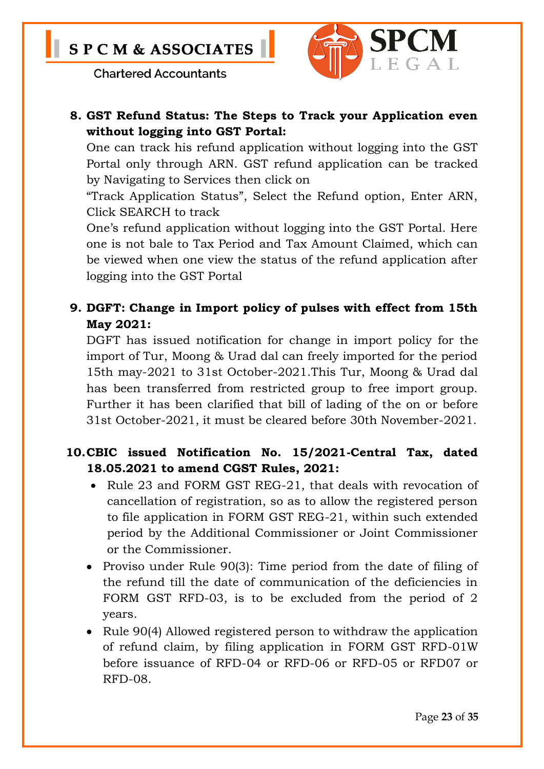8. **GST Refund Status: The Steps to Track your Application even without logging into GST Portal:**

   One can track his refund application without logging into the GST Portal only through ARN. GST refund application can be tracked by Navigating to Services then click on

   "Track Application Status", Select the Refund option, Enter ARN, Click SEARCH to track

   One's refund application without logging into the GST Portal. Here one is not bale to Tax Period and Tax Amount Claimed, which can be viewed when one view the status of the refund application after logging into the GST Portal

9. **DGFT: Change in Import policy of pulses with effect from 15th May 2021:**

   DGFT has issued notification for change in import policy for the import of Tur, Moong & Urad dal can freely imported for the period 15th may-2021 to 31st October-2021.This Tur, Moong & Urad dal has been transferred from restricted group to free import group. Further it has been clarified that bill of lading of the on or before 31st October-2021, it must be cleared before 30th November-2021.

10. **CBIC issued Notification No. 15/2021-Central Tax, dated 18.05.2021 to amend CGST Rules, 2021:**

    - Rule 23 and FORM GST REG-21, that deals with revocation of cancellation of registration, so as to allow the registered person to file application in FORM GST REG-21, within such extended period by the Additional Commissioner or Joint Commissioner or the Commissioner.
    - Proviso under Rule 90(3): Time period from the date of filing of the refund till the date of communication of the deficiencies in FORM GST RFD-03, is to be excluded from the period of 2 years.
    - Rule 90(4) Allowed registered person to withdraw the application of refund claim, by filing application in FORM GST RFD-01W before issuance of RFD-04 or RFD-06 or RFD-05 or RFD07 or RFD-08.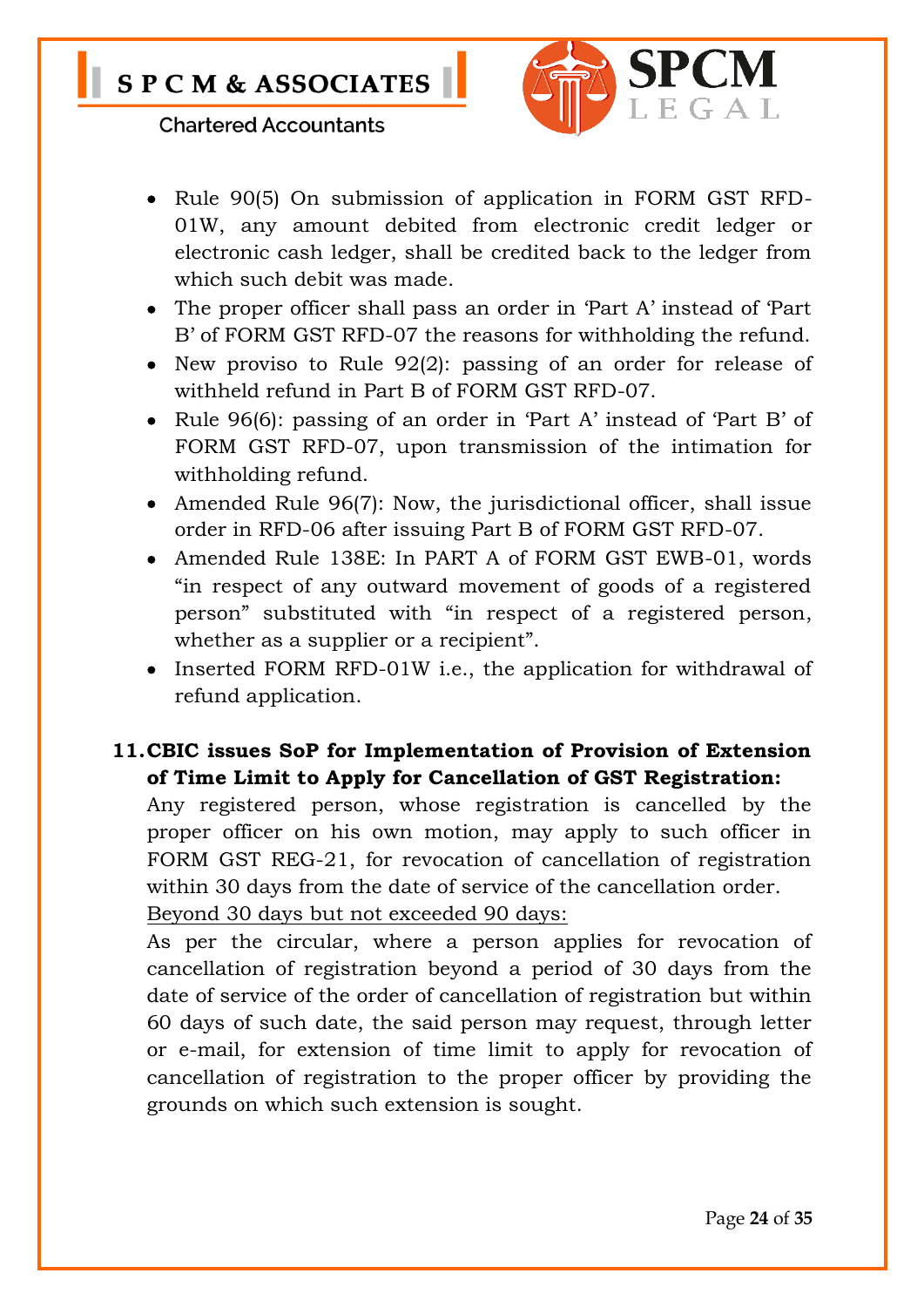- Rule 90(5) On submission of application in FORM GST RFD-01W, any amount debited from electronic credit ledger or electronic cash ledger, shall be credited back to the ledger from which such debit was made.
- The proper officer shall pass an order in 'Part A' instead of 'Part B' of FORM GST RFD-07 the reasons for withholding the refund.
- New proviso to Rule 92(2): passing of an order for release of withheld refund in Part B of FORM GST RFD-07.
- Rule 96(6): passing of an order in 'Part A' instead of 'Part B' of FORM GST RFD-07, upon transmission of the intimation for withholding refund.
- Amended Rule 96(7): Now, the jurisdictional officer, shall issue order in RFD-06 after issuing Part B of FORM GST RFD-07.
- Amended Rule 138E: In PART A of FORM GST EWB-01, words "in respect of any outward movement of goods of a registered person" substituted with "in respect of a registered person, whether as a supplier or a recipient".
- Inserted FORM RFD-01W i.e., the application for withdrawal of refund application.

**11. CBIC issues SoP for Implementation of Provision of Extension of Time Limit to Apply for Cancellation of GST Registration:**

Any registered person, whose registration is cancelled by the proper officer on his own motion, may apply to such officer in FORM GST REG-21, for revocation of cancellation of registration within 30 days from the date of service of the cancellation order.

<u>Beyond 30 days but not exceeded 90 days:</u>

As per the circular, where a person applies for revocation of cancellation of registration beyond a period of 30 days from the date of service of the order of cancellation of registration but within 60 days of such date, the said person may request, through letter or e-mail, for extension of time limit to apply for revocation of cancellation of registration to the proper officer by providing the grounds on which such extension is sought.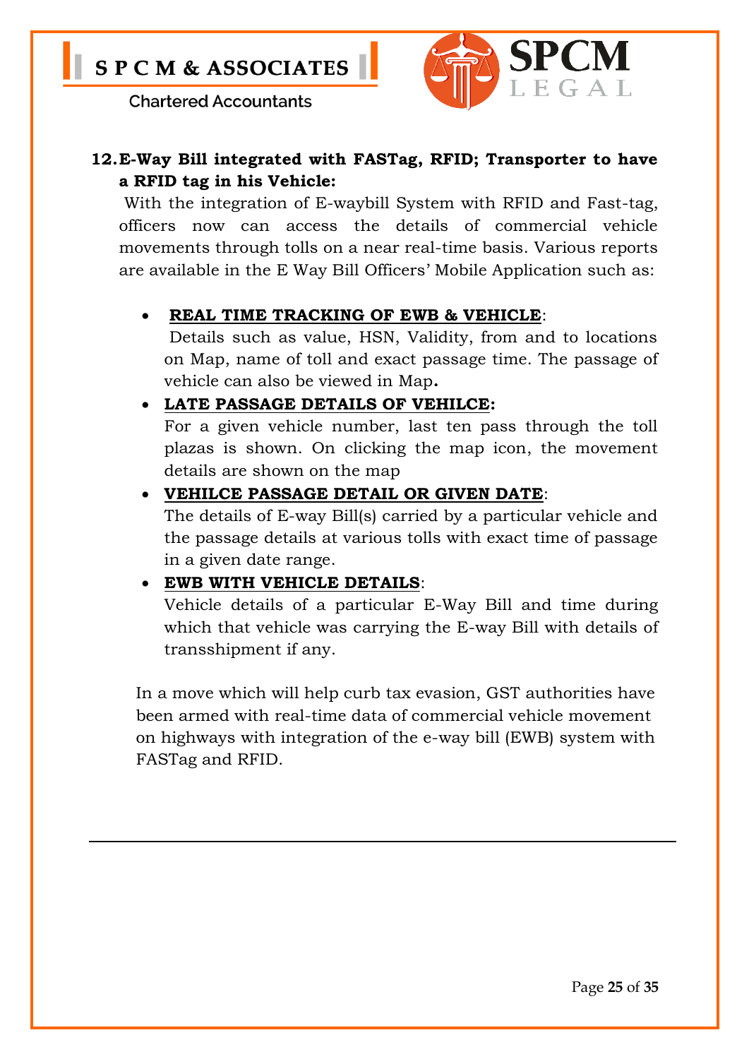## 12. E-Way Bill integrated with FASTag, RFID; Transporter to have a RFID tag in his Vehicle:

With the integration of E-waybill System with RFID and Fast-tag, officers now can access the details of commercial vehicle movements through tolls on a near real-time basis. Various reports are available in the E Way Bill Officers' Mobile Application such as:

- **REAL TIME TRACKING OF EWB & VEHICLE**:
  Details such as value, HSN, Validity, from and to locations on Map, name of toll and exact passage time. The passage of vehicle can also be viewed in Map**.**
- **LATE PASSAGE DETAILS OF VEHILCE:**
  For a given vehicle number, last ten pass through the toll plazas is shown. On clicking the map icon, the movement details are shown on the map
- **VEHILCE PASSAGE DETAIL OR GIVEN DATE**:
  The details of E-way Bill(s) carried by a particular vehicle and the passage details at various tolls with exact time of passage in a given date range.
- **EWB WITH VEHICLE DETAILS**:
  Vehicle details of a particular E-Way Bill and time during which that vehicle was carrying the E-way Bill with details of transshipment if any.

In a move which will help curb tax evasion, GST authorities have been armed with real-time data of commercial vehicle movement on highways with integration of the e-way bill (EWB) system with FASTag and RFID.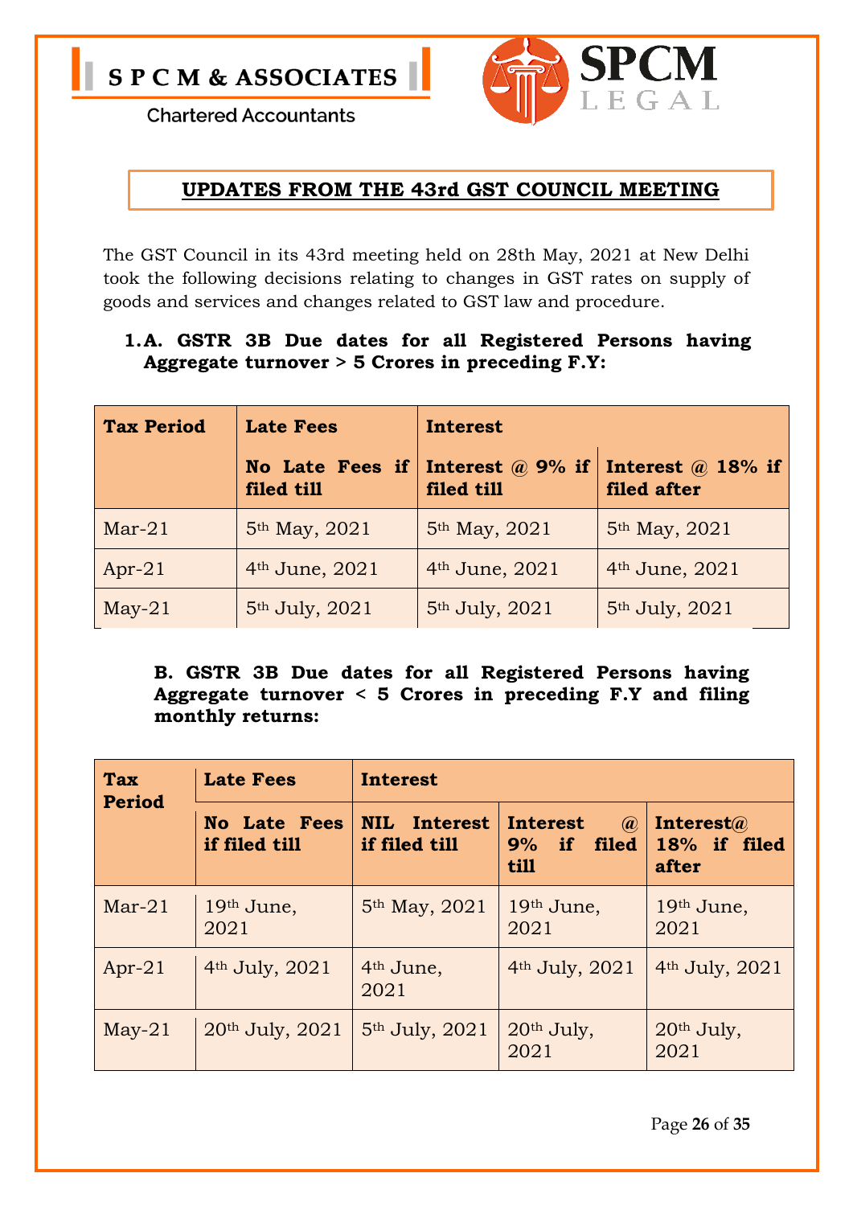**S P C M & ASSOCIATES**

Chartered Accountants

**SPCM LEGAL**

## UPDATES FROM THE 43rd GST COUNCIL MEETING

The GST Council in its 43rd meeting held on 28th May, 2021 at New Delhi took the following decisions relating to changes in GST rates on supply of goods and services and changes related to GST law and procedure.

### 1.A. GSTR 3B Due dates for all Registered Persons having Aggregate turnover > 5 Crores in preceding F.Y:

| Tax Period | Late Fees | Interest | |
|---|---|---|---|
| | No Late Fees if filed till | Interest @ 9% if filed till | Interest @ 18% if filed after |
| Mar-21 | 5th May, 2021 | 5th May, 2021 | 5th May, 2021 |
| Apr-21 | 4th June, 2021 | 4th June, 2021 | 4th June, 2021 |
| May-21 | 5th July, 2021 | 5th July, 2021 | 5th July, 2021 |

### B. GSTR 3B Due dates for all Registered Persons having Aggregate turnover < 5 Crores in preceding F.Y and filing monthly returns:

| Tax Period | Late Fees | Interest | | |
|---|---|---|---|---|
| | No Late Fees if filed till | NIL Interest if filed till | Interest @ 9% if filed till | Interest@ 18% if filed after |
| Mar-21 | 19th June, 2021 | 5th May, 2021 | 19th June, 2021 | 19th June, 2021 |
| Apr-21 | 4th July, 2021 | 4th June, 2021 | 4th July, 2021 | 4th July, 2021 |
| May-21 | 20th July, 2021 | 5th July, 2021 | 20th July, 2021 | 20th July, 2021 |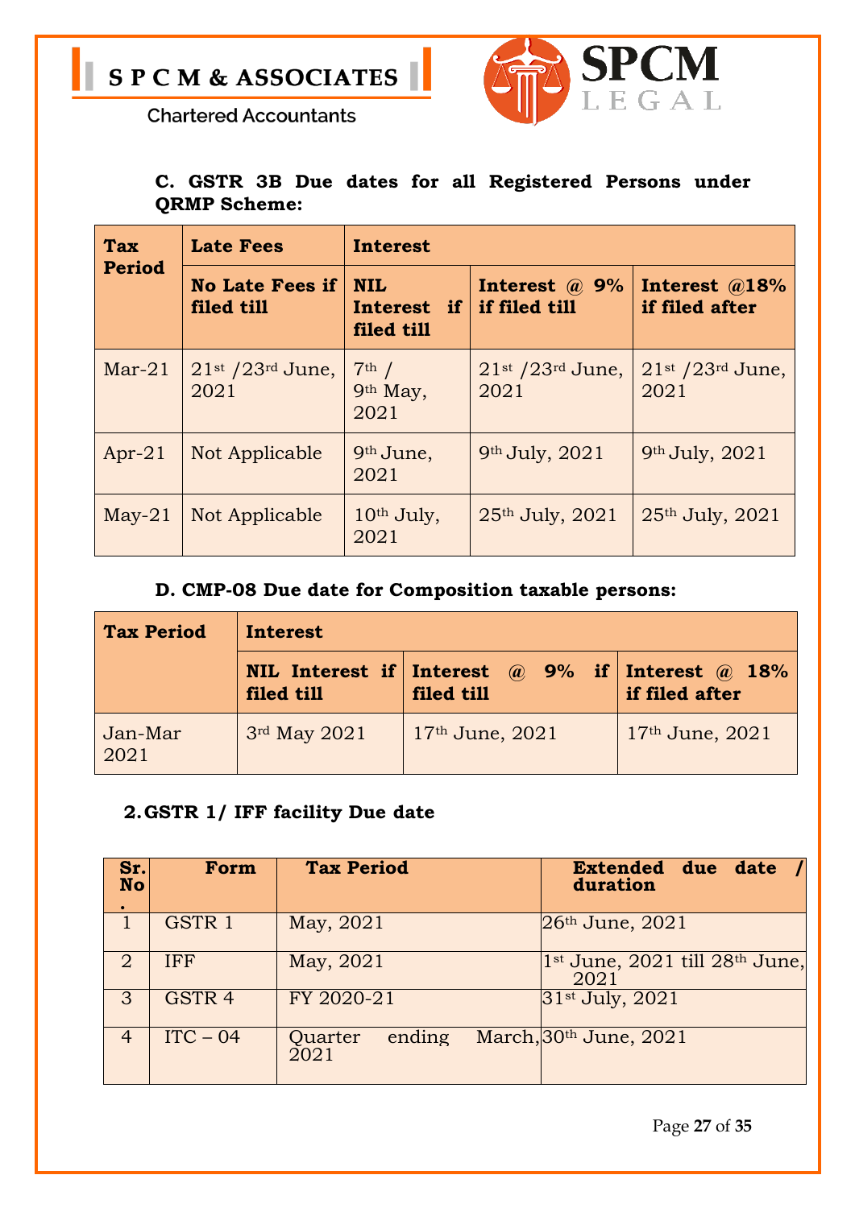### C. GSTR 3B Due dates for all Registered Persons under QRMP Scheme:

| Tax Period | Late Fees | Interest | | |
|---|---|---|---|---|
| | No Late Fees if filed till | NIL Interest if filed till | Interest @ 9% if filed till | Interest @18% if filed after |
| Mar-21 | 21st /23rd June, 2021 | 7th / 9th May, 2021 | 21st /23rd June, 2021 | 21st /23rd June, 2021 |
| Apr-21 | Not Applicable | 9th June, 2021 | 9th July, 2021 | 9th July, 2021 |
| May-21 | Not Applicable | 10th July, 2021 | 25th July, 2021 | 25th July, 2021 |

### D. CMP-08 Due date for Composition taxable persons:

| Tax Period | Interest | | |
|---|---|---|---|
| | NIL Interest if filed till | Interest @ 9% if filed till | Interest @ 18% if filed after |
| Jan-Mar 2021 | 3rd May 2021 | 17th June, 2021 | 17th June, 2021 |

### 2. GSTR 1/ IFF facility Due date

| Sr. No. | Form | Tax Period | Extended due date / duration |
|---|---|---|---|
| 1 | GSTR 1 | May, 2021 | 26th June, 2021 |
| 2 | IFF | May, 2021 | 1st June, 2021 till 28th June, 2021 |
| 3 | GSTR 4 | FY 2020-21 | 31st July, 2021 |
| 4 | ITC – 04 | Quarter ending March, 2021 | 30th June, 2021 |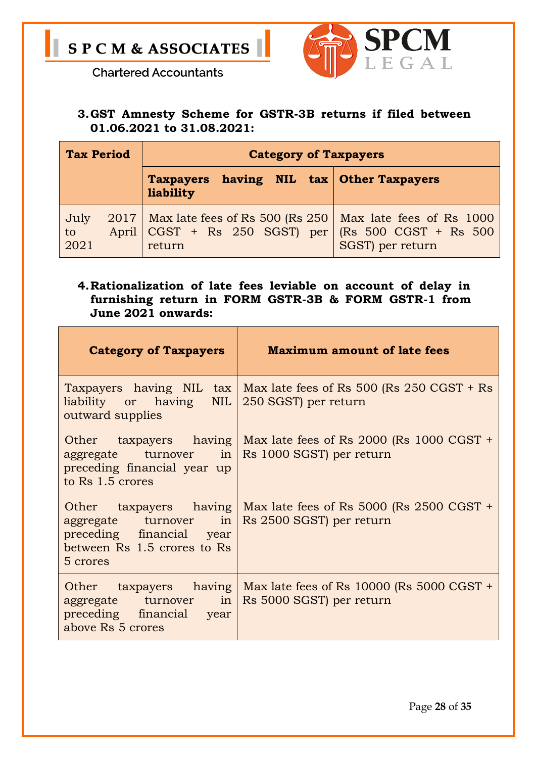3. **GST Amnesty Scheme for GSTR-3B returns if filed between 01.06.2021 to 31.08.2021:**

| Tax Period | Category of Taxpayers | |
|---|---|---|
| | **Taxpayers having NIL tax liability** | **Other Taxpayers** |
| July 2017 to April 2021 | Max late fees of Rs 500 (Rs 250 CGST + Rs 250 SGST) per return | Max late fees of Rs 1000 (Rs 500 CGST + Rs 500 SGST) per return |

4. **Rationalization of late fees leviable on account of delay in furnishing return in FORM GSTR-3B & FORM GSTR-1 from June 2021 onwards:**

| Category of Taxpayers | Maximum amount of late fees |
|---|---|
| Taxpayers having NIL tax liability or having NIL outward supplies | Max late fees of Rs 500 (Rs 250 CGST + Rs 250 SGST) per return |
| Other taxpayers having aggregate turnover in preceding financial year up to Rs 1.5 crores | Max late fees of Rs 2000 (Rs 1000 CGST + Rs 1000 SGST) per return |
| Other taxpayers having aggregate turnover in preceding financial year between Rs 1.5 crores to Rs 5 crores | Max late fees of Rs 5000 (Rs 2500 CGST + Rs 2500 SGST) per return |
| Other taxpayers having aggregate turnover in preceding financial year above Rs 5 crores | Max late fees of Rs 10000 (Rs 5000 CGST + Rs 5000 SGST) per return |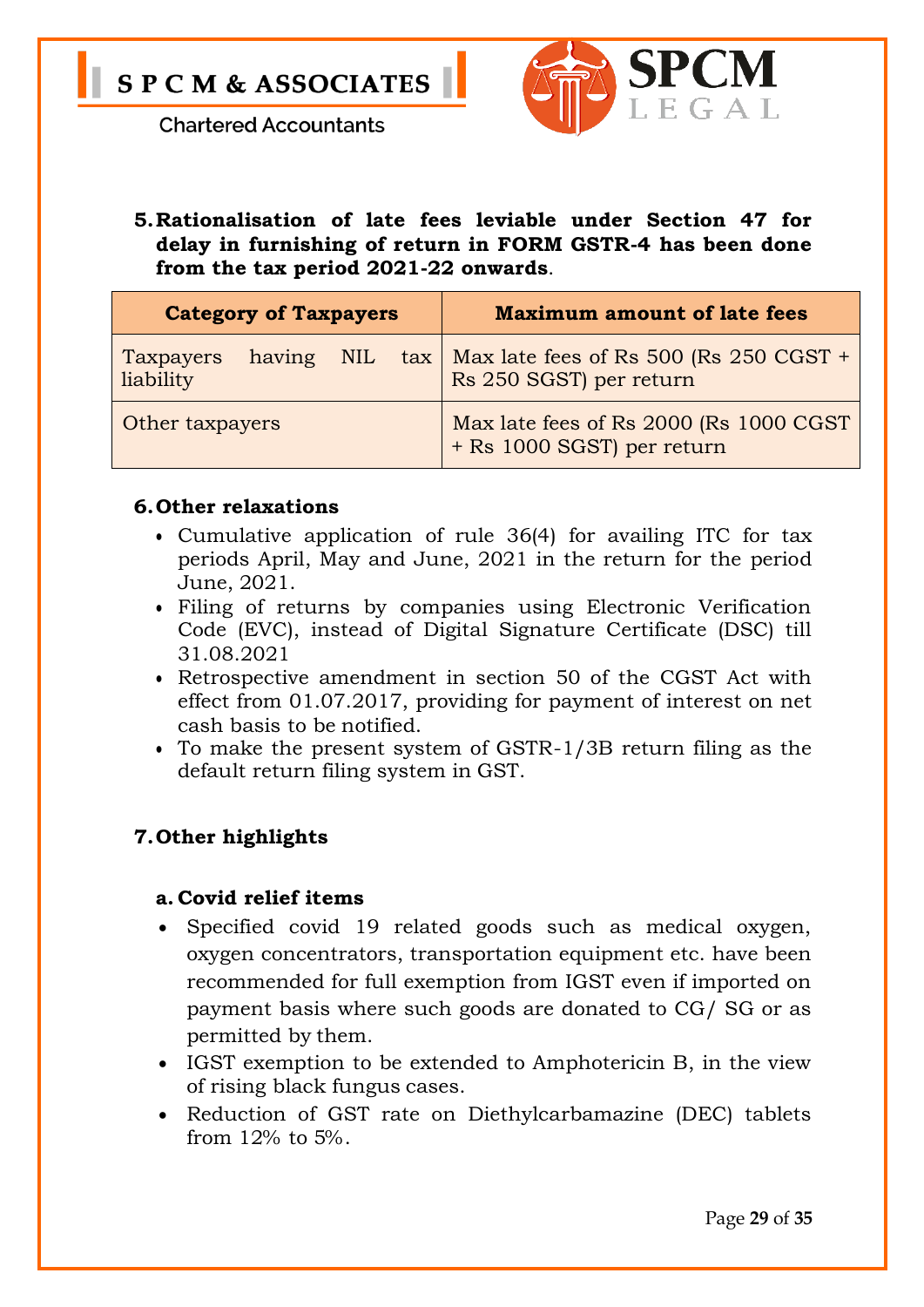**5. Rationalisation of late fees leviable under Section 47 for delay in furnishing of return in FORM GSTR-4 has been done from the tax period 2021-22 onwards**.

| Category of Taxpayers | Maximum amount of late fees |
|---|---|
| Taxpayers having NIL tax liability | Max late fees of Rs 500 (Rs 250 CGST + Rs 250 SGST) per return |
| Other taxpayers | Max late fees of Rs 2000 (Rs 1000 CGST + Rs 1000 SGST) per return |

**6. Other relaxations**

- Cumulative application of rule 36(4) for availing ITC for tax periods April, May and June, 2021 in the return for the period June, 2021.
- Filing of returns by companies using Electronic Verification Code (EVC), instead of Digital Signature Certificate (DSC) till 31.08.2021
- Retrospective amendment in section 50 of the CGST Act with effect from 01.07.2017, providing for payment of interest on net cash basis to be notified.
- To make the present system of GSTR-1/3B return filing as the default return filing system in GST.

**7. Other highlights**

**a. Covid relief items**

- Specified covid 19 related goods such as medical oxygen, oxygen concentrators, transportation equipment etc. have been recommended for full exemption from IGST even if imported on payment basis where such goods are donated to CG/ SG or as permitted by them.
- IGST exemption to be extended to Amphotericin B, in the view of rising black fungus cases.
- Reduction of GST rate on Diethylcarbamazine (DEC) tablets from 12% to 5%.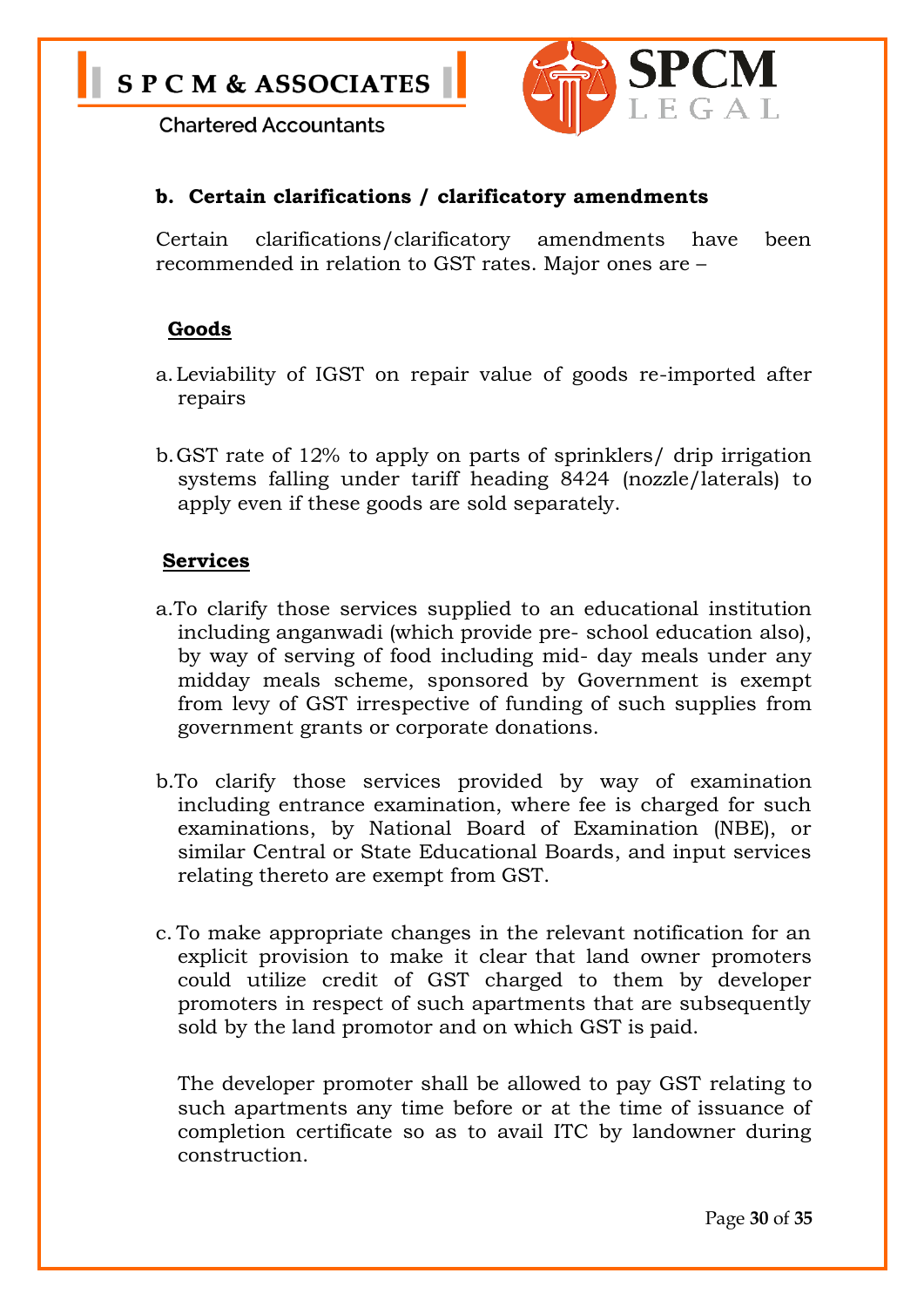### b. Certain clarifications / clarificatory amendments

Certain clarifications/clarificatory amendments have been recommended in relation to GST rates. Major ones are –

**Goods**

a. Leviability of IGST on repair value of goods re-imported after repairs

b. GST rate of 12% to apply on parts of sprinklers/ drip irrigation systems falling under tariff heading 8424 (nozzle/laterals) to apply even if these goods are sold separately.

**Services**

a. To clarify those services supplied to an educational institution including anganwadi (which provide pre- school education also), by way of serving of food including mid- day meals under any midday meals scheme, sponsored by Government is exempt from levy of GST irrespective of funding of such supplies from government grants or corporate donations.

b. To clarify those services provided by way of examination including entrance examination, where fee is charged for such examinations, by National Board of Examination (NBE), or similar Central or State Educational Boards, and input services relating thereto are exempt from GST.

c. To make appropriate changes in the relevant notification for an explicit provision to make it clear that land owner promoters could utilize credit of GST charged to them by developer promoters in respect of such apartments that are subsequently sold by the land promotor and on which GST is paid.

The developer promoter shall be allowed to pay GST relating to such apartments any time before or at the time of issuance of completion certificate so as to avail ITC by landowner during construction.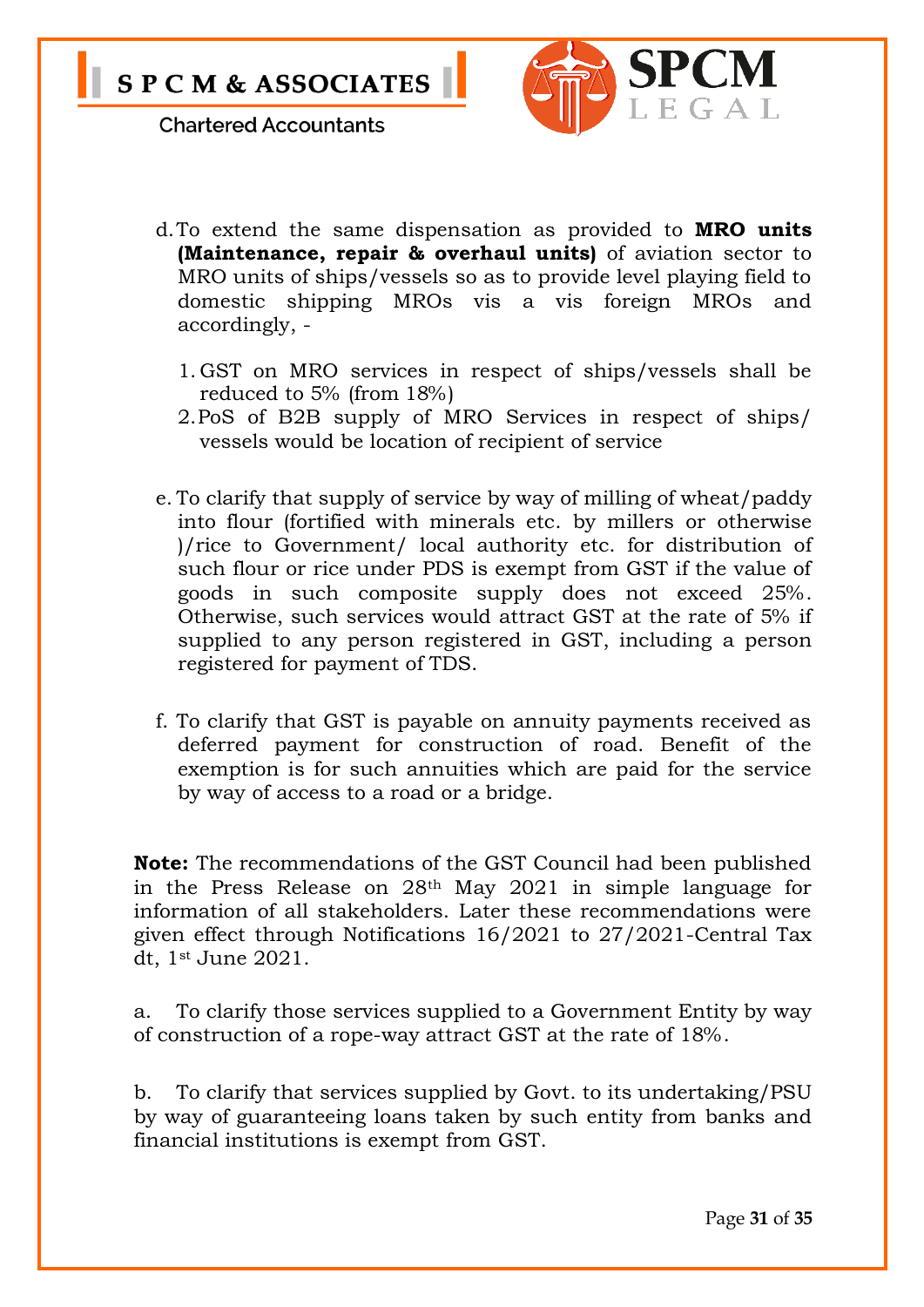d. To extend the same dispensation as provided to **MRO units (Maintenance, repair & overhaul units)** of aviation sector to MRO units of ships/vessels so as to provide level playing field to domestic shipping MROs vis a vis foreign MROs and accordingly, -

   1. GST on MRO services in respect of ships/vessels shall be reduced to 5% (from 18%)
   2. PoS of B2B supply of MRO Services in respect of ships/ vessels would be location of recipient of service

e. To clarify that supply of service by way of milling of wheat/paddy into flour (fortified with minerals etc. by millers or otherwise )/rice to Government/ local authority etc. for distribution of such flour or rice under PDS is exempt from GST if the value of goods in such composite supply does not exceed 25%. Otherwise, such services would attract GST at the rate of 5% if supplied to any person registered in GST, including a person registered for payment of TDS.

f. To clarify that GST is payable on annuity payments received as deferred payment for construction of road. Benefit of the exemption is for such annuities which are paid for the service by way of access to a road or a bridge.

**Note:** The recommendations of the GST Council had been published in the Press Release on 28th May 2021 in simple language for information of all stakeholders. Later these recommendations were given effect through Notifications 16/2021 to 27/2021-Central Tax dt, 1st June 2021.

a. To clarify those services supplied to a Government Entity by way of construction of a rope-way attract GST at the rate of 18%.

b. To clarify that services supplied by Govt. to its undertaking/PSU by way of guaranteeing loans taken by such entity from banks and financial institutions is exempt from GST.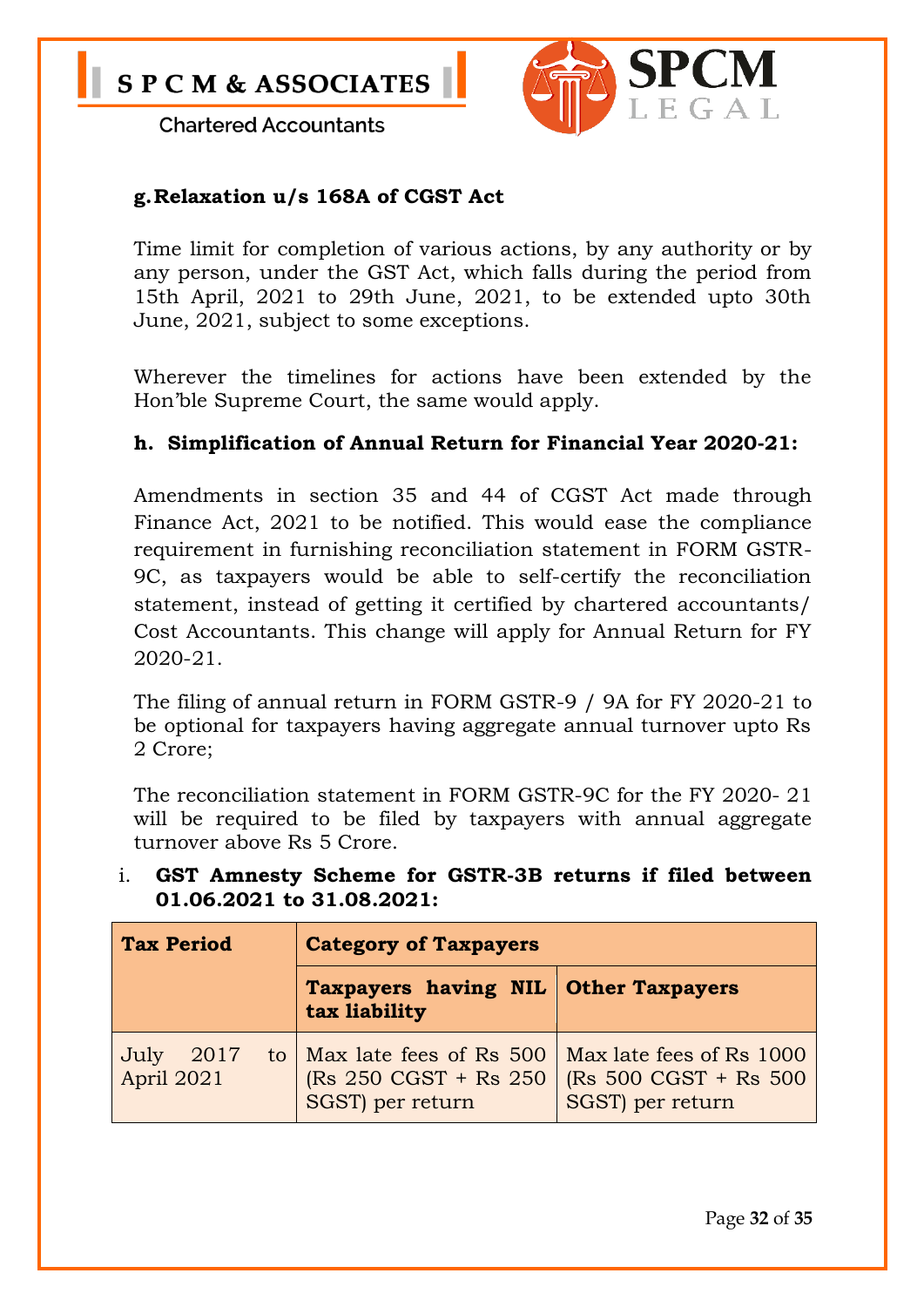**g. Relaxation u/s 168A of CGST Act**

Time limit for completion of various actions, by any authority or by any person, under the GST Act, which falls during the period from 15th April, 2021 to 29th June, 2021, to be extended upto 30th June, 2021, subject to some exceptions.

Wherever the timelines for actions have been extended by the Hon'ble Supreme Court, the same would apply.

**h. Simplification of Annual Return for Financial Year 2020-21:**

Amendments in section 35 and 44 of CGST Act made through Finance Act, 2021 to be notified. This would ease the compliance requirement in furnishing reconciliation statement in FORM GSTR-9C, as taxpayers would be able to self-certify the reconciliation statement, instead of getting it certified by chartered accountants/ Cost Accountants. This change will apply for Annual Return for FY 2020-21.

The filing of annual return in FORM GSTR-9 / 9A for FY 2020-21 to be optional for taxpayers having aggregate annual turnover upto Rs 2 Crore;

The reconciliation statement in FORM GSTR-9C for the FY 2020- 21 will be required to be filed by taxpayers with annual aggregate turnover above Rs 5 Crore.

i. **GST Amnesty Scheme for GSTR-3B returns if filed between 01.06.2021 to 31.08.2021:**

| Tax Period | Category of Taxpayers | |
|---|---|---|
| | Taxpayers having NIL tax liability | Other Taxpayers |
| July 2017 to April 2021 | Max late fees of Rs 500 (Rs 250 CGST + Rs 250 SGST) per return | Max late fees of Rs 1000 (Rs 500 CGST + Rs 500 SGST) per return |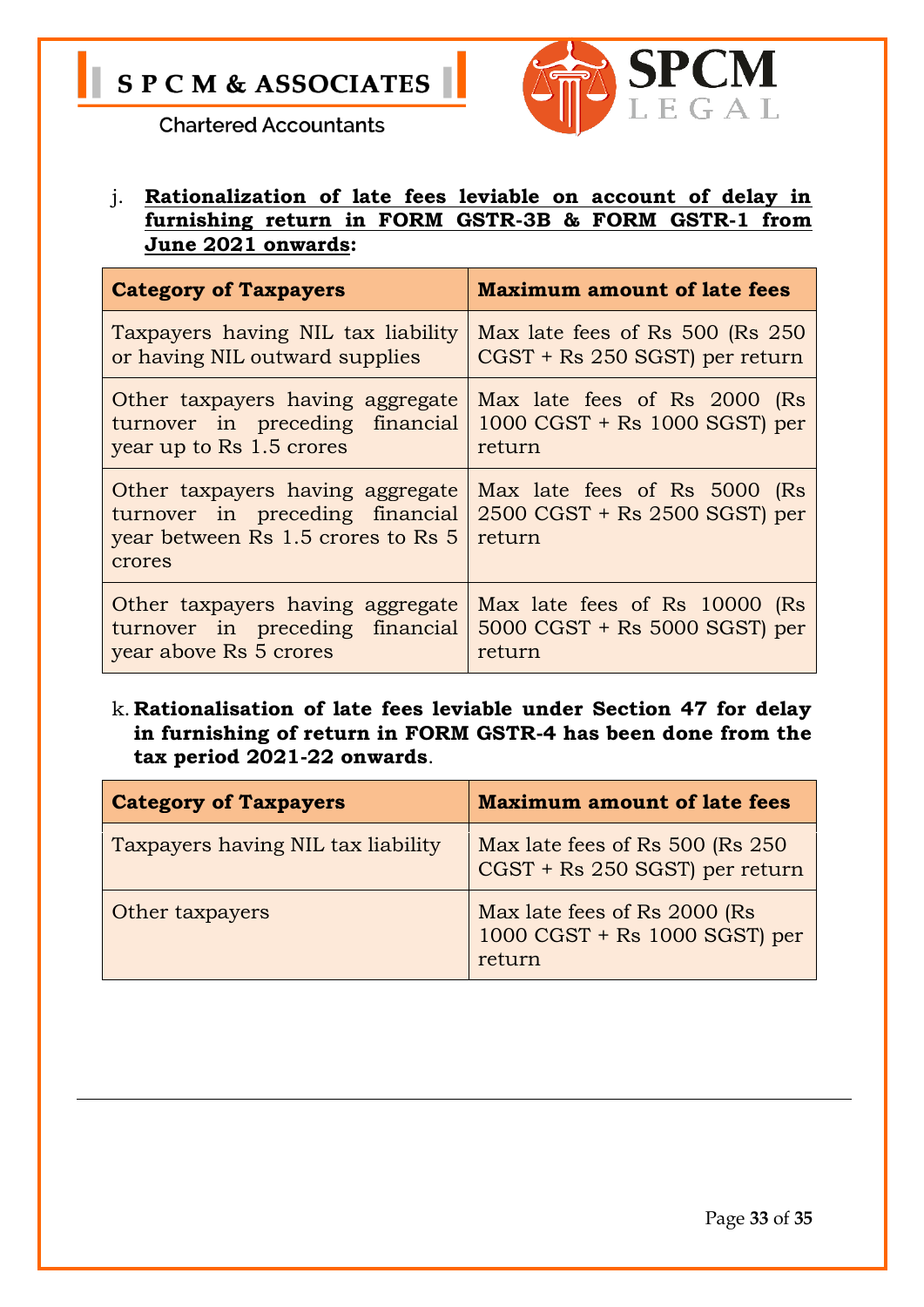j. **Rationalization of late fees leviable on account of delay in furnishing return in FORM GSTR-3B & FORM GSTR-1 from June 2021 onwards:**

| Category of Taxpayers | Maximum amount of late fees |
|---|---|
| Taxpayers having NIL tax liability or having NIL outward supplies | Max late fees of Rs 500 (Rs 250 CGST + Rs 250 SGST) per return |
| Other taxpayers having aggregate turnover in preceding financial year up to Rs 1.5 crores | Max late fees of Rs 2000 (Rs 1000 CGST + Rs 1000 SGST) per return |
| Other taxpayers having aggregate turnover in preceding financial year between Rs 1.5 crores to Rs 5 crores | Max late fees of Rs 5000 (Rs 2500 CGST + Rs 2500 SGST) per return |
| Other taxpayers having aggregate turnover in preceding financial year above Rs 5 crores | Max late fees of Rs 10000 (Rs 5000 CGST + Rs 5000 SGST) per return |

k. **Rationalisation of late fees leviable under Section 47 for delay in furnishing of return in FORM GSTR-4 has been done from the tax period 2021-22 onwards**.

| Category of Taxpayers | Maximum amount of late fees |
|---|---|
| Taxpayers having NIL tax liability | Max late fees of Rs 500 (Rs 250 CGST + Rs 250 SGST) per return |
| Other taxpayers | Max late fees of Rs 2000 (Rs 1000 CGST + Rs 1000 SGST) per return |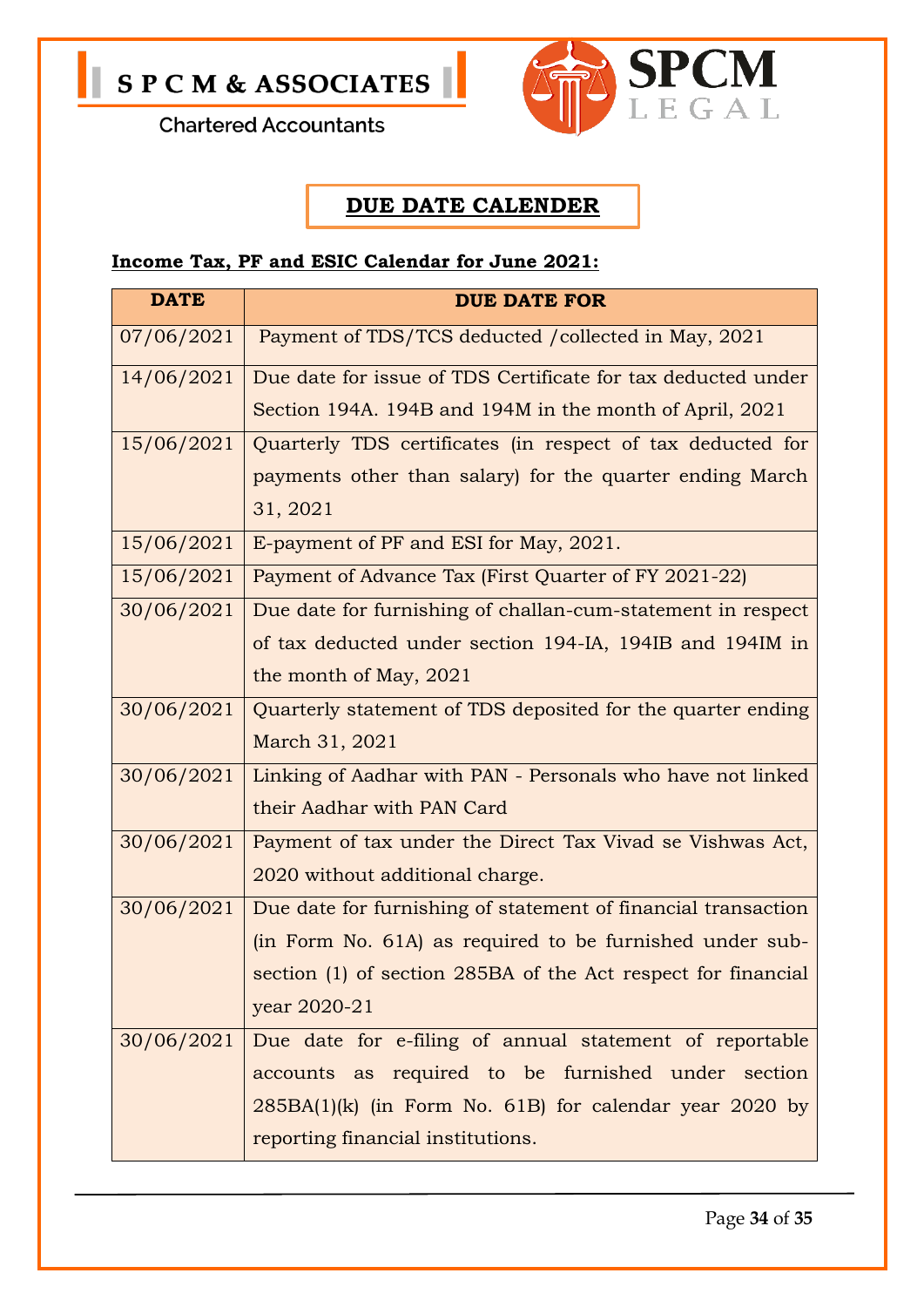# DUE DATE CALENDER

**Income Tax, PF and ESIC Calendar for June 2021:**

| DATE | DUE DATE FOR |
|---|---|
| 07/06/2021 | Payment of TDS/TCS deducted /collected in May, 2021 |
| 14/06/2021 | Due date for issue of TDS Certificate for tax deducted under Section 194A. 194B and 194M in the month of April, 2021 |
| 15/06/2021 | Quarterly TDS certificates (in respect of tax deducted for payments other than salary) for the quarter ending March 31, 2021 |
| 15/06/2021 | E-payment of PF and ESI for May, 2021. |
| 15/06/2021 | Payment of Advance Tax (First Quarter of FY 2021-22) |
| 30/06/2021 | Due date for furnishing of challan-cum-statement in respect of tax deducted under section 194-IA, 194IB and 194IM in the month of May, 2021 |
| 30/06/2021 | Quarterly statement of TDS deposited for the quarter ending March 31, 2021 |
| 30/06/2021 | Linking of Aadhar with PAN - Personals who have not linked their Aadhar with PAN Card |
| 30/06/2021 | Payment of tax under the Direct Tax Vivad se Vishwas Act, 2020 without additional charge. |
| 30/06/2021 | Due date for furnishing of statement of financial transaction (in Form No. 61A) as required to be furnished under sub-section (1) of section 285BA of the Act respect for financial year 2020-21 |
| 30/06/2021 | Due date for e-filing of annual statement of reportable accounts as required to be furnished under section 285BA(1)(k) (in Form No. 61B) for calendar year 2020 by reporting financial institutions. |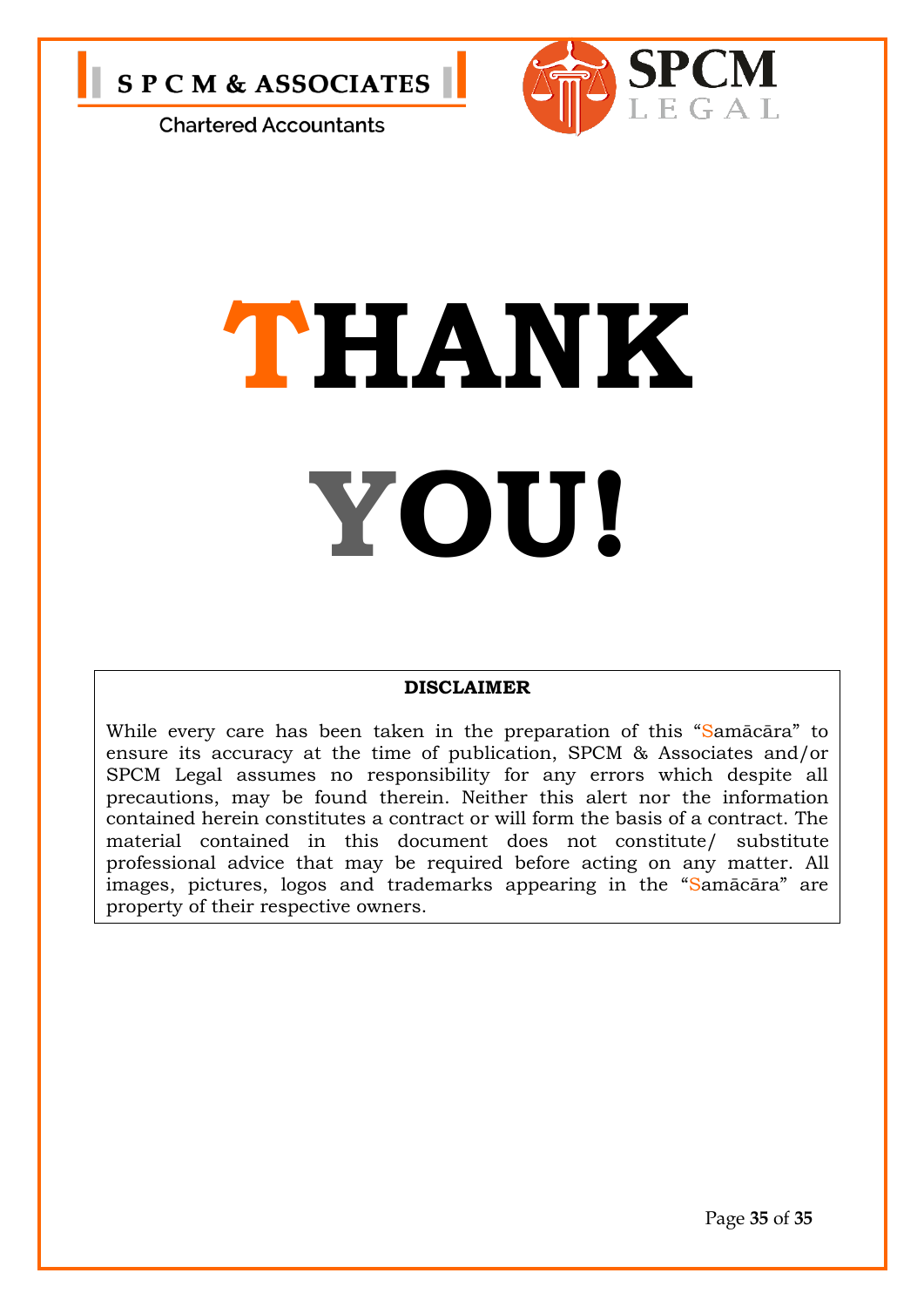S P C M & ASSOCIATES

Chartered Accountants

SPCM LEGAL

# THANK YOU!

**DISCLAIMER**

While every care has been taken in the preparation of this "Samācāra" to ensure its accuracy at the time of publication, SPCM & Associates and/or SPCM Legal assumes no responsibility for any errors which despite all precautions, may be found therein. Neither this alert nor the information contained herein constitutes a contract or will form the basis of a contract. The material contained in this document does not constitute/ substitute professional advice that may be required before acting on any matter. All images, pictures, logos and trademarks appearing in the "Samācāra" are property of their respective owners.